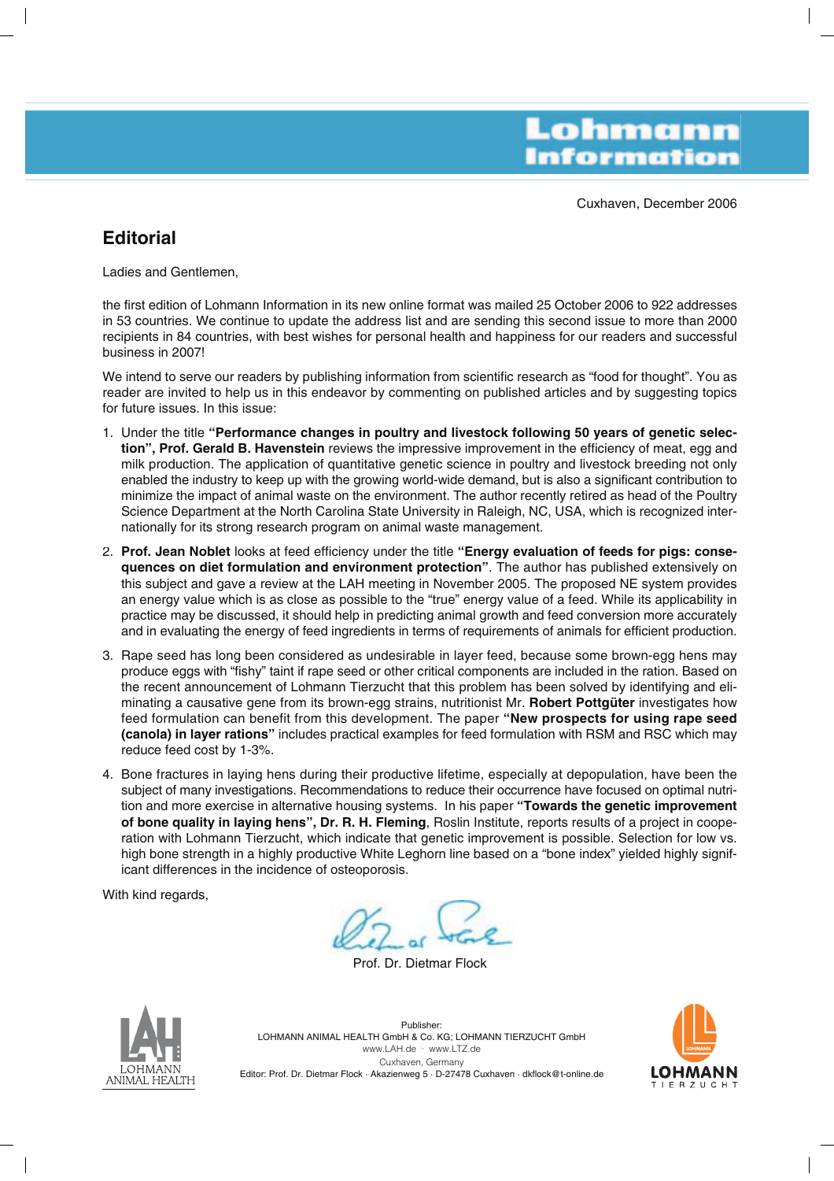# Lohmann Information

Cuxhaven, December 2006

## Editorial

Ladies and Gentlemen,

the first edition of Lohmann Information in its new online format was mailed 25 October 2006 to 922 addresses in 53 countries. We continue to update the address list and are sending this second issue to more than 2000 recipients in 84 countries, with best wishes for personal health and happiness for our readers and successful business in 2007!

We intend to serve our readers by publishing information from scientific research as "food for thought". You as reader are invited to help us in this endeavor by commenting on published articles and by suggesting topics for future issues. In this issue:

1. Under the title **"Performance changes in poultry and livestock following 50 years of genetic selection", Prof. Gerald B. Havenstein** reviews the impressive improvement in the efficiency of meat, egg and milk production. The application of quantitative genetic science in poultry and livestock breeding not only enabled the industry to keep up with the growing world-wide demand, but is also a significant contribution to minimize the impact of animal waste on the environment. The author recently retired as head of the Poultry Science Department at the North Carolina State University in Raleigh, NC, USA, which is recognized internationally for its strong research program on animal waste management.
2. **Prof. Jean Noblet** looks at feed efficiency under the title **"Energy evaluation of feeds for pigs: consequences on diet formulation and environment protection"**. The author has published extensively on this subject and gave a review at the LAH meeting in November 2005. The proposed NE system provides an energy value which is as close as possible to the "true" energy value of a feed. While its applicability in practice may be discussed, it should help in predicting animal growth and feed conversion more accurately and in evaluating the energy of feed ingredients in terms of requirements of animals for efficient production.
3. Rape seed has long been considered as undesirable in layer feed, because some brown-egg hens may produce eggs with "fishy" taint if rape seed or other critical components are included in the ration. Based on the recent announcement of Lohmann Tierzucht that this problem has been solved by identifying and eliminating a causative gene from its brown-egg strains, nutritionist Mr. **Robert Pottgüter** investigates how feed formulation can benefit from this development. The paper **"New prospects for using rape seed (canola) in layer rations"** includes practical examples for feed formulation with RSM and RSC which may reduce feed cost by 1-3%.
4. Bone fractures in laying hens during their productive lifetime, especially at depopulation, have been the subject of many investigations. Recommendations to reduce their occurrence have focused on optimal nutrition and more exercise in alternative housing systems. In his paper **"Towards the genetic improvement of bone quality in laying hens", Dr. R. H. Fleming**, Roslin Institute, reports results of a project in cooperation with Lohmann Tierzucht, which indicate that genetic improvement is possible. Selection for low vs. high bone strength in a highly productive White Leghorn line based on a "bone index" yielded highly significant differences in the incidence of osteoporosis.

With kind regards,

Prof. Dr. Dietmar Flock

LOHMANN ANIMAL HEALTH

Publisher:
LOHMANN ANIMAL HEALTH GmbH & Co. KG; LOHMANN TIERZUCHT GmbH
www.LAH.de · www.LTZ.de
Cuxhaven, Germany
Editor: Prof. Dr. Dietmar Flock · Akazienweg 5 · D-27478 Cuxhaven · dkflock@t-online.de

LOHMANN TIERZUCHT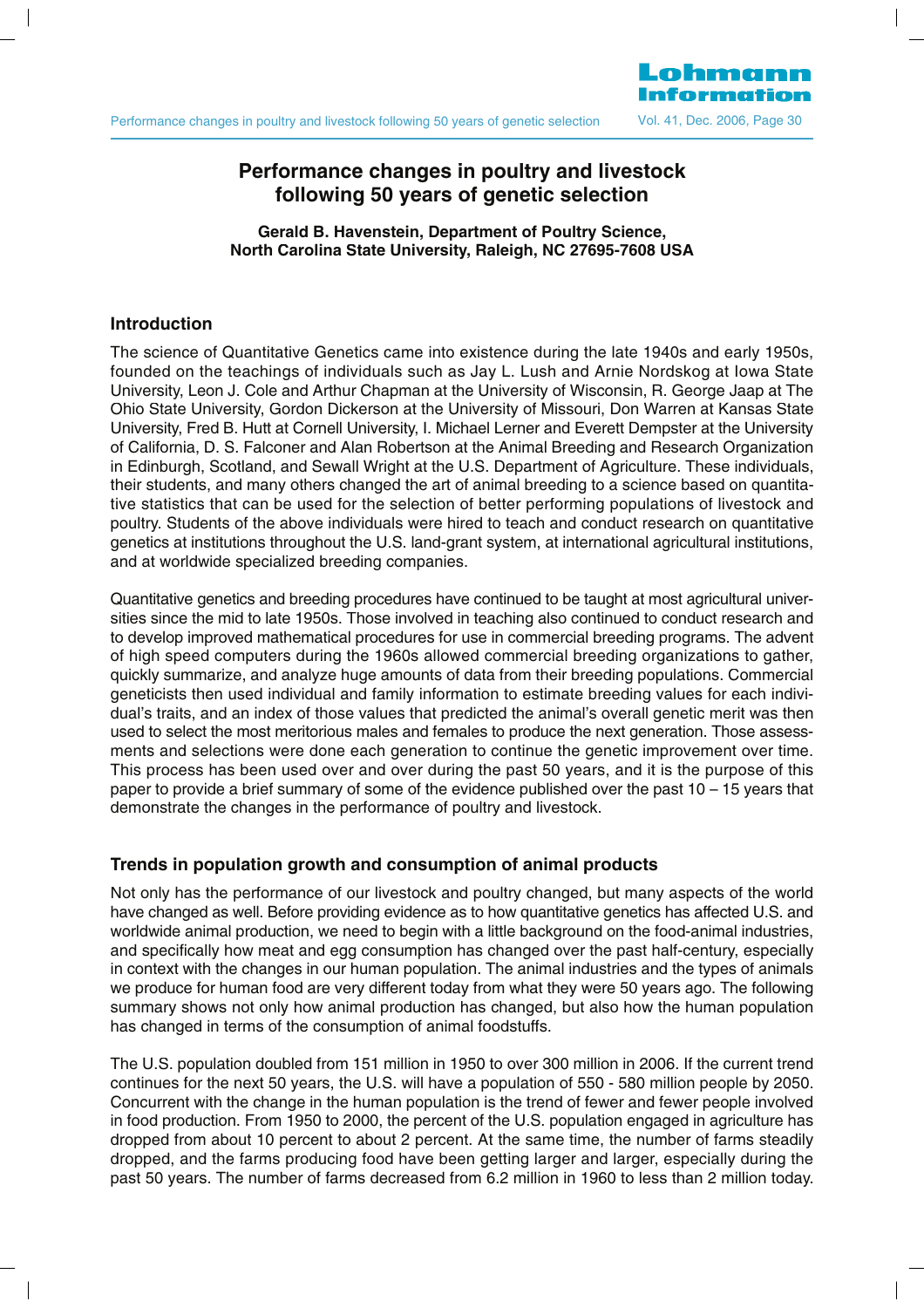# Performance changes in poultry and livestock following 50 years of genetic selection

**Gerald B. Havenstein, Department of Poultry Science, North Carolina State University, Raleigh, NC 27695-7608 USA**

## Introduction

The science of Quantitative Genetics came into existence during the late 1940s and early 1950s, founded on the teachings of individuals such as Jay L. Lush and Arnie Nordskog at Iowa State University, Leon J. Cole and Arthur Chapman at the University of Wisconsin, R. George Jaap at The Ohio State University, Gordon Dickerson at the University of Missouri, Don Warren at Kansas State University, Fred B. Hutt at Cornell University, I. Michael Lerner and Everett Dempster at the University of California, D. S. Falconer and Alan Robertson at the Animal Breeding and Research Organization in Edinburgh, Scotland, and Sewall Wright at the U.S. Department of Agriculture. These individuals, their students, and many others changed the art of animal breeding to a science based on quantitative statistics that can be used for the selection of better performing populations of livestock and poultry. Students of the above individuals were hired to teach and conduct research on quantitative genetics at institutions throughout the U.S. land-grant system, at international agricultural institutions, and at worldwide specialized breeding companies.

Quantitative genetics and breeding procedures have continued to be taught at most agricultural universities since the mid to late 1950s. Those involved in teaching also continued to conduct research and to develop improved mathematical procedures for use in commercial breeding programs. The advent of high speed computers during the 1960s allowed commercial breeding organizations to gather, quickly summarize, and analyze huge amounts of data from their breeding populations. Commercial geneticists then used individual and family information to estimate breeding values for each individual's traits, and an index of those values that predicted the animal's overall genetic merit was then used to select the most meritorious males and females to produce the next generation. Those assessments and selections were done each generation to continue the genetic improvement over time. This process has been used over and over during the past 50 years, and it is the purpose of this paper to provide a brief summary of some of the evidence published over the past 10 – 15 years that demonstrate the changes in the performance of poultry and livestock.

## Trends in population growth and consumption of animal products

Not only has the performance of our livestock and poultry changed, but many aspects of the world have changed as well. Before providing evidence as to how quantitative genetics has affected U.S. and worldwide animal production, we need to begin with a little background on the food-animal industries, and specifically how meat and egg consumption has changed over the past half-century, especially in context with the changes in our human population. The animal industries and the types of animals we produce for human food are very different today from what they were 50 years ago. The following summary shows not only how animal production has changed, but also how the human population has changed in terms of the consumption of animal foodstuffs.

The U.S. population doubled from 151 million in 1950 to over 300 million in 2006. If the current trend continues for the next 50 years, the U.S. will have a population of 550 - 580 million people by 2050. Concurrent with the change in the human population is the trend of fewer and fewer people involved in food production. From 1950 to 2000, the percent of the U.S. population engaged in agriculture has dropped from about 10 percent to about 2 percent. At the same time, the number of farms steadily dropped, and the farms producing food have been getting larger and larger, especially during the past 50 years. The number of farms decreased from 6.2 million in 1960 to less than 2 million today.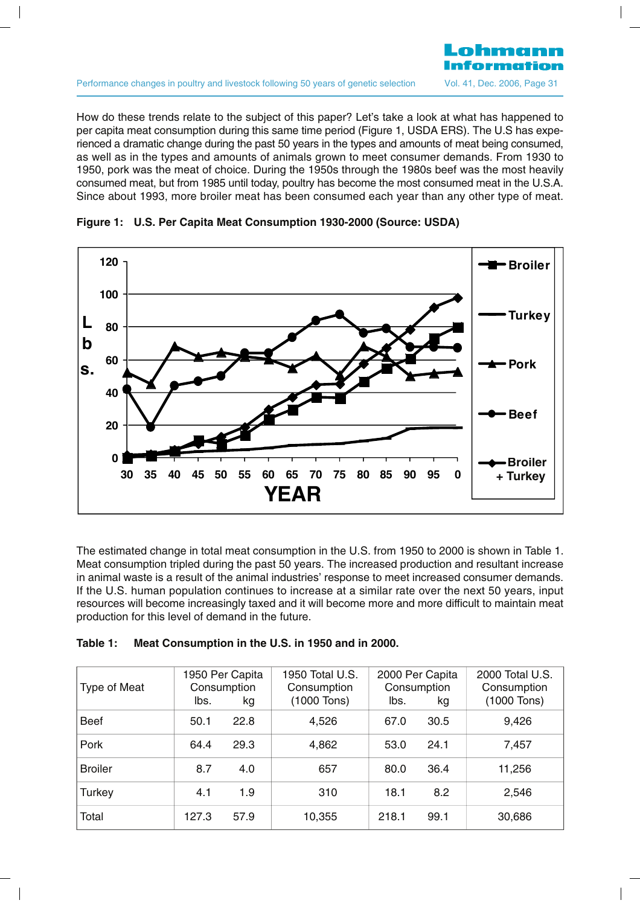How do these trends relate to the subject of this paper? Let's take a look at what has happened to per capita meat consumption during this same time period (Figure 1, USDA ERS). The U.S has experienced a dramatic change during the past 50 years in the types and amounts of meat being consumed, as well as in the types and amounts of animals grown to meet consumer demands. From 1930 to 1950, pork was the meat of choice. During the 1950s through the 1980s beef was the most heavily consumed meat, but from 1985 until today, poultry has become the most consumed meat in the U.S.A. Since about 1993, more broiler meat has been consumed each year than any other type of meat.

**Figure 1: U.S. Per Capita Meat Consumption 1930-2000 (Source: USDA)**

The estimated change in total meat consumption in the U.S. from 1950 to 2000 is shown in Table 1. Meat consumption tripled during the past 50 years. The increased production and resultant increase in animal waste is a result of the animal industries' response to meet increased consumer demands. If the U.S. human population continues to increase at a similar rate over the next 50 years, input resources will become increasingly taxed and it will become more and more difficult to maintain meat production for this level of demand in the future.

**Table 1: Meat Consumption in the U.S. in 1950 and in 2000.**

| Type of Meat | 1950 Per Capita Consumption | | 1950 Total U.S. Consumption (1000 Tons) | 2000 Per Capita Consumption | | 2000 Total U.S. Consumption (1000 Tons) |
|---|---|---|---|---|---|---|
| | lbs. | kg | | lbs. | kg | |
| Beef | 50.1 | 22.8 | 4,526 | 67.0 | 30.5 | 9,426 |
| Pork | 64.4 | 29.3 | 4,862 | 53.0 | 24.1 | 7,457 |
| Broiler | 8.7 | 4.0 | 657 | 80.0 | 36.4 | 11,256 |
| Turkey | 4.1 | 1.9 | 310 | 18.1 | 8.2 | 2,546 |
| Total | 127.3 | 57.9 | 10,355 | 218.1 | 99.1 | 30,686 |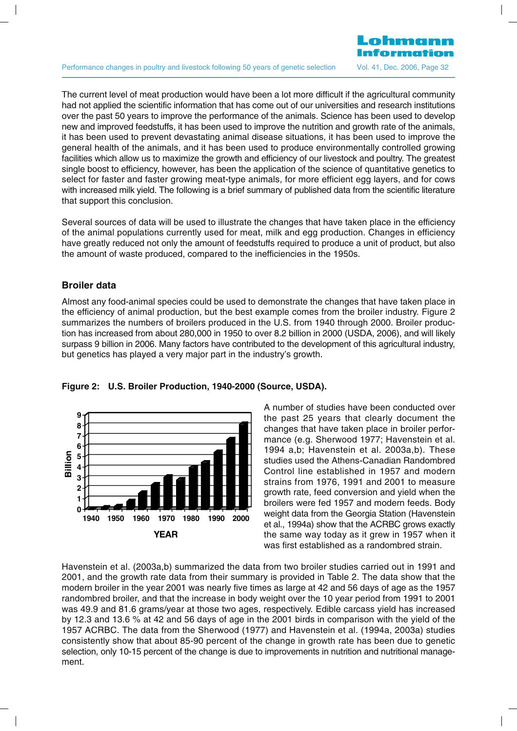The current level of meat production would have been a lot more difficult if the agricultural community had not applied the scientific information that has come out of our universities and research institutions over the past 50 years to improve the performance of the animals. Science has been used to develop new and improved feedstuffs, it has been used to improve the nutrition and growth rate of the animals, it has been used to prevent devastating animal disease situations, it has been used to improve the general health of the animals, and it has been used to produce environmentally controlled growing facilities which allow us to maximize the growth and efficiency of our livestock and poultry. The greatest single boost to efficiency, however, has been the application of the science of quantitative genetics to select for faster and faster growing meat-type animals, for more efficient egg layers, and for cows with increased milk yield. The following is a brief summary of published data from the scientific literature that support this conclusion.

Several sources of data will be used to illustrate the changes that have taken place in the efficiency of the animal populations currently used for meat, milk and egg production. Changes in efficiency have greatly reduced not only the amount of feedstuffs required to produce a unit of product, but also the amount of waste produced, compared to the inefficiencies in the 1950s.

## Broiler data

Almost any food-animal species could be used to demonstrate the changes that have taken place in the efficiency of animal production, but the best example comes from the broiler industry. Figure 2 summarizes the numbers of broilers produced in the U.S. from 1940 through 2000. Broiler production has increased from about 280,000 in 1950 to over 8.2 billion in 2000 (USDA, 2006), and will likely surpass 9 billion in 2006. Many factors have contributed to the development of this agricultural industry, but genetics has played a very major part in the industry's growth.

**Figure 2: U.S. Broiler Production, 1940-2000 (Source, USDA).**

A number of studies have been conducted over the past 25 years that clearly document the changes that have taken place in broiler performance (e.g. Sherwood 1977; Havenstein et al. 1994 a,b; Havenstein et al. 2003a,b). These studies used the Athens-Canadian Randombred Control line established in 1957 and modern strains from 1976, 1991 and 2001 to measure growth rate, feed conversion and yield when the broilers were fed 1957 and modern feeds. Body weight data from the Georgia Station (Havenstein et al., 1994a) show that the ACRBC grows exactly the same way today as it grew in 1957 when it was first established as a randombred strain.

Havenstein et al. (2003a,b) summarized the data from two broiler studies carried out in 1991 and 2001, and the growth rate data from their summary is provided in Table 2. The data show that the modern broiler in the year 2001 was nearly five times as large at 42 and 56 days of age as the 1957 randombred broiler, and that the increase in body weight over the 10 year period from 1991 to 2001 was 49.9 and 81.6 grams/year at those two ages, respectively. Edible carcass yield has increased by 12.3 and 13.6 % at 42 and 56 days of age in the 2001 birds in comparison with the yield of the 1957 ACRBC. The data from the Sherwood (1977) and Havenstein et al. (1994a, 2003a) studies consistently show that about 85-90 percent of the change in growth rate has been due to genetic selection, only 10-15 percent of the change is due to improvements in nutrition and nutritional management.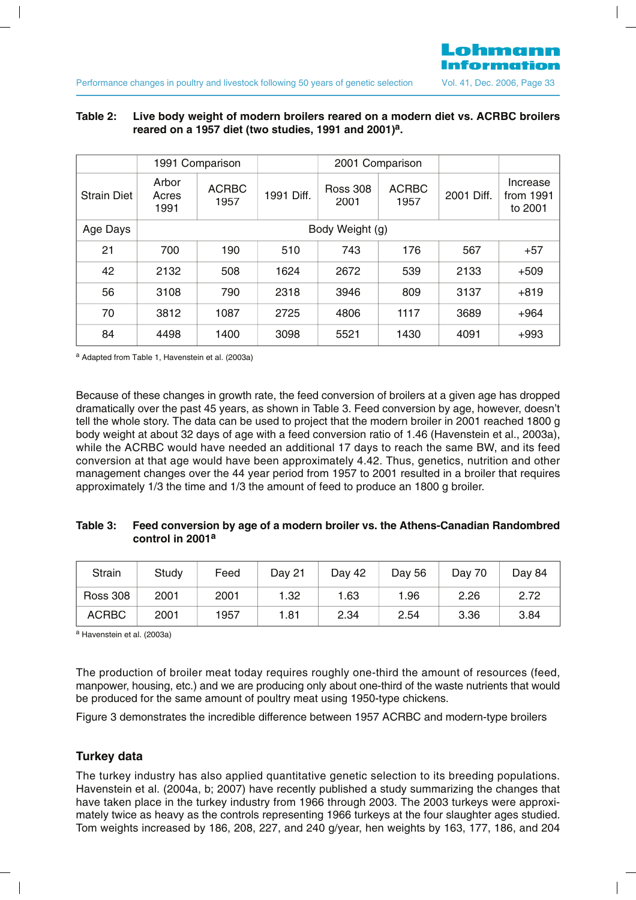**Table 2: Live body weight of modern broilers reared on a modern diet vs. ACRBC broilers reared on a 1957 diet (two studies, 1991 and 2001)[a].**

| | 1991 Comparison | | | 2001 Comparison | | | |
|---|---|---|---|---|---|---|---|
| Strain Diet | Arbor Acres 1991 | ACRBC 1957 | 1991 Diff. | Ross 308 2001 | ACRBC 1957 | 2001 Diff. | Increase from 1991 to 2001 |
| Age Days | Body Weight (g) | | | | | | |
| 21 | 700 | 190 | 510 | 743 | 176 | 567 | +57 |
| 42 | 2132 | 508 | 1624 | 2672 | 539 | 2133 | +509 |
| 56 | 3108 | 790 | 2318 | 3946 | 809 | 3137 | +819 |
| 70 | 3812 | 1087 | 2725 | 4806 | 1117 | 3689 | +964 |
| 84 | 4498 | 1400 | 3098 | 5521 | 1430 | 4091 | +993 |

[a] Adapted from Table 1, Havenstein et al. (2003a)

Because of these changes in growth rate, the feed conversion of broilers at a given age has dropped dramatically over the past 45 years, as shown in Table 3. Feed conversion by age, however, doesn't tell the whole story. The data can be used to project that the modern broiler in 2001 reached 1800 g body weight at about 32 days of age with a feed conversion ratio of 1.46 (Havenstein et al., 2003a), while the ACRBC would have needed an additional 17 days to reach the same BW, and its feed conversion at that age would have been approximately 4.42. Thus, genetics, nutrition and other management changes over the 44 year period from 1957 to 2001 resulted in a broiler that requires approximately 1/3 the time and 1/3 the amount of feed to produce an 1800 g broiler.

**Table 3: Feed conversion by age of a modern broiler vs. the Athens-Canadian Randombred control in 2001[a]**

| Strain | Study | Feed | Day 21 | Day 42 | Day 56 | Day 70 | Day 84 |
|---|---|---|---|---|---|---|---|
| Ross 308 | 2001 | 2001 | 1.32 | 1.63 | 1.96 | 2.26 | 2.72 |
| ACRBC | 2001 | 1957 | 1.81 | 2.34 | 2.54 | 3.36 | 3.84 |

[a] Havenstein et al. (2003a)

The production of broiler meat today requires roughly one-third the amount of resources (feed, manpower, housing, etc.) and we are producing only about one-third of the waste nutrients that would be produced for the same amount of poultry meat using 1950-type chickens.

Figure 3 demonstrates the incredible difference between 1957 ACRBC and modern-type broilers

## Turkey data

The turkey industry has also applied quantitative genetic selection to its breeding populations. Havenstein et al. (2004a, b; 2007) have recently published a study summarizing the changes that have taken place in the turkey industry from 1966 through 2003. The 2003 turkeys were approximately twice as heavy as the controls representing 1966 turkeys at the four slaughter ages studied. Tom weights increased by 186, 208, 227, and 240 g/year, hen weights by 163, 177, 186, and 204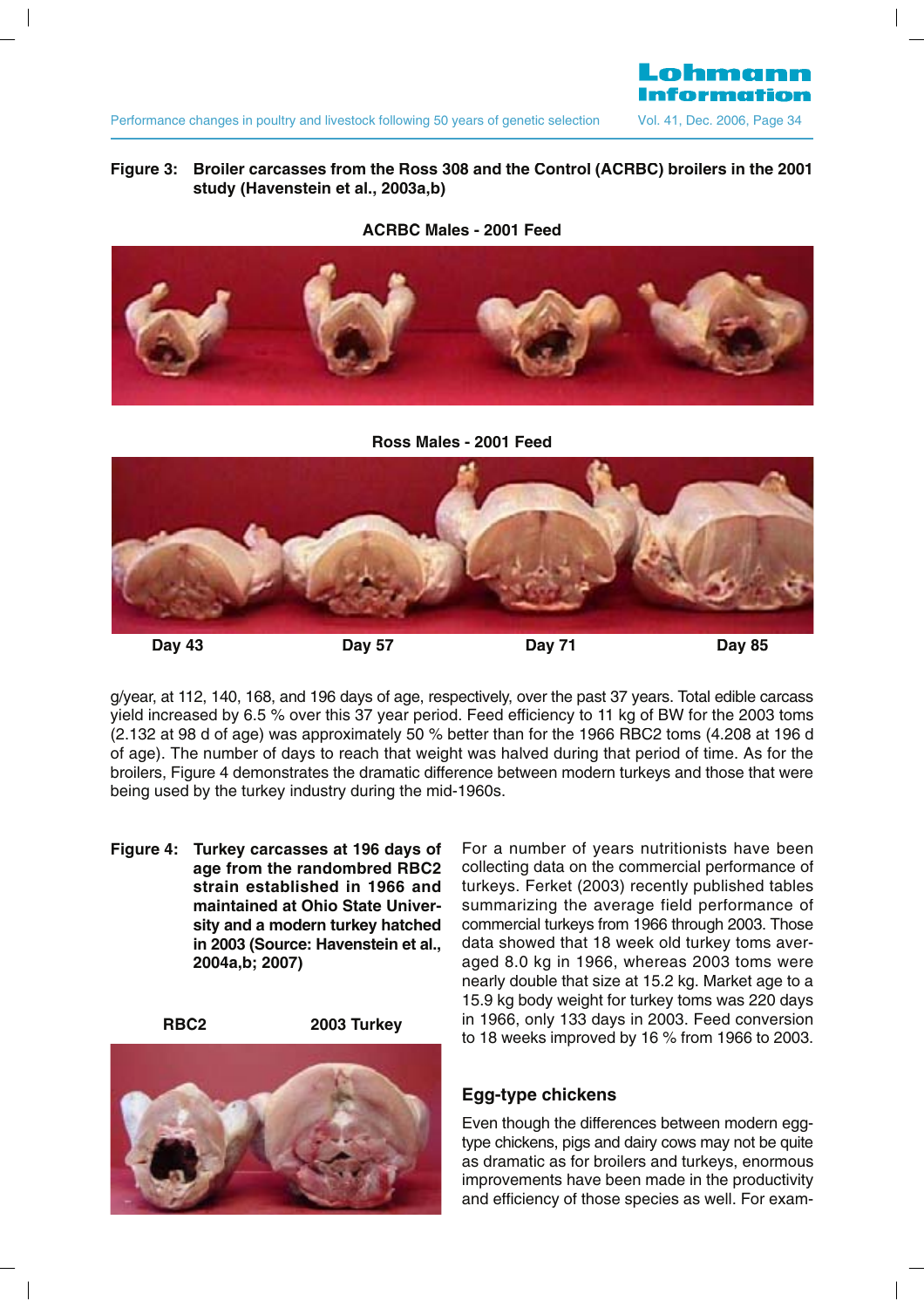**Figure 3: Broiler carcasses from the Ross 308 and the Control (ACRBC) broilers in the 2001 study (Havenstein et al., 2003a,b)**

ACRBC Males - 2001 Feed

Ross Males - 2001 Feed

Day 43 Day 57 Day 71 Day 85

g/year, at 112, 140, 168, and 196 days of age, respectively, over the past 37 years. Total edible carcass yield increased by 6.5 % over this 37 year period. Feed efficiency to 11 kg of BW for the 2003 toms (2.132 at 98 d of age) was approximately 50 % better than for the 1966 RBC2 toms (4.208 at 196 d of age). The number of days to reach that weight was halved during that period of time. As for the broilers, Figure 4 demonstrates the dramatic difference between modern turkeys and those that were being used by the turkey industry during the mid-1960s.

**Figure 4: Turkey carcasses at 196 days of age from the randombred RBC2 strain established in 1966 and maintained at Ohio State University and a modern turkey hatched in 2003 (Source: Havenstein et al., 2004a,b; 2007)**

RBC2 2003 Turkey

For a number of years nutritionists have been collecting data on the commercial performance of turkeys. Ferket (2003) recently published tables summarizing the average field performance of commercial turkeys from 1966 through 2003. Those data showed that 18 week old turkey toms averaged 8.0 kg in 1966, whereas 2003 toms were nearly double that size at 15.2 kg. Market age to a 15.9 kg body weight for turkey toms was 220 days in 1966, only 133 days in 2003. Feed conversion to 18 weeks improved by 16 % from 1966 to 2003.

## Egg-type chickens

Even though the differences between modern egg-type chickens, pigs and dairy cows may not be quite as dramatic as for broilers and turkeys, enormous improvements have been made in the productivity and efficiency of those species as well. For exam-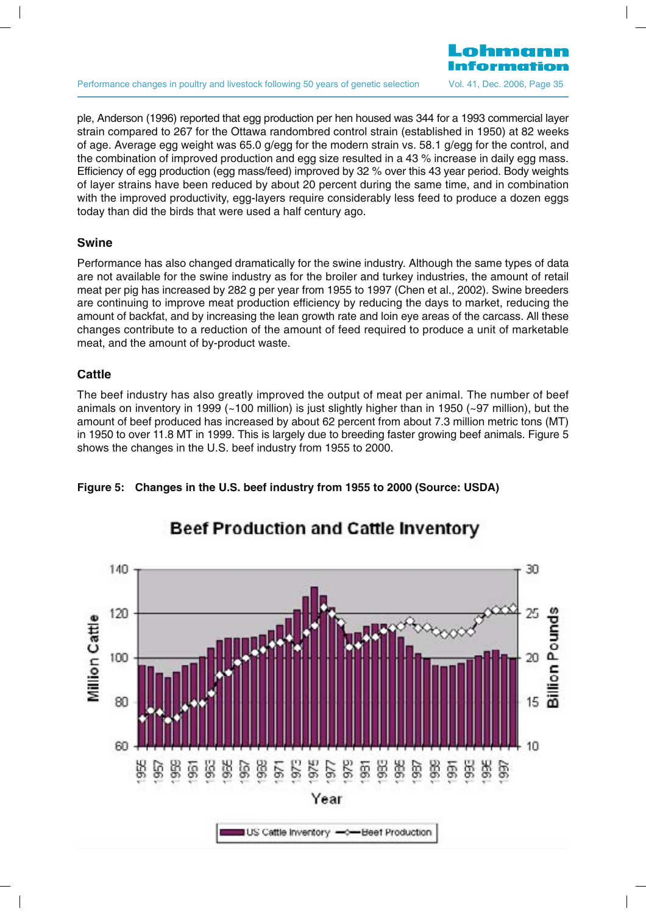ple, Anderson (1996) reported that egg production per hen housed was 344 for a 1993 commercial layer strain compared to 267 for the Ottawa randombred control strain (established in 1950) at 82 weeks of age. Average egg weight was 65.0 g/egg for the modern strain vs. 58.1 g/egg for the control, and the combination of improved production and egg size resulted in a 43 % increase in daily egg mass. Efficiency of egg production (egg mass/feed) improved by 32 % over this 43 year period. Body weights of layer strains have been reduced by about 20 percent during the same time, and in combination with the improved productivity, egg-layers require considerably less feed to produce a dozen eggs today than did the birds that were used a half century ago.

## Swine

Performance has also changed dramatically for the swine industry. Although the same types of data are not available for the swine industry as for the broiler and turkey industries, the amount of retail meat per pig has increased by 282 g per year from 1955 to 1997 (Chen et al., 2002). Swine breeders are continuing to improve meat production efficiency by reducing the days to market, reducing the amount of backfat, and by increasing the lean growth rate and loin eye areas of the carcass. All these changes contribute to a reduction of the amount of feed required to produce a unit of marketable meat, and the amount of by-product waste.

## Cattle

The beef industry has also greatly improved the output of meat per animal. The number of beef animals on inventory in 1999 (~100 million) is just slightly higher than in 1950 (~97 million), but the amount of beef produced has increased by about 62 percent from about 7.3 million metric tons (MT) in 1950 to over 11.8 MT in 1999. This is largely due to breeding faster growing beef animals. Figure 5 shows the changes in the U.S. beef industry from 1955 to 2000.

**Figure 5: Changes in the U.S. beef industry from 1955 to 2000 (Source: USDA)**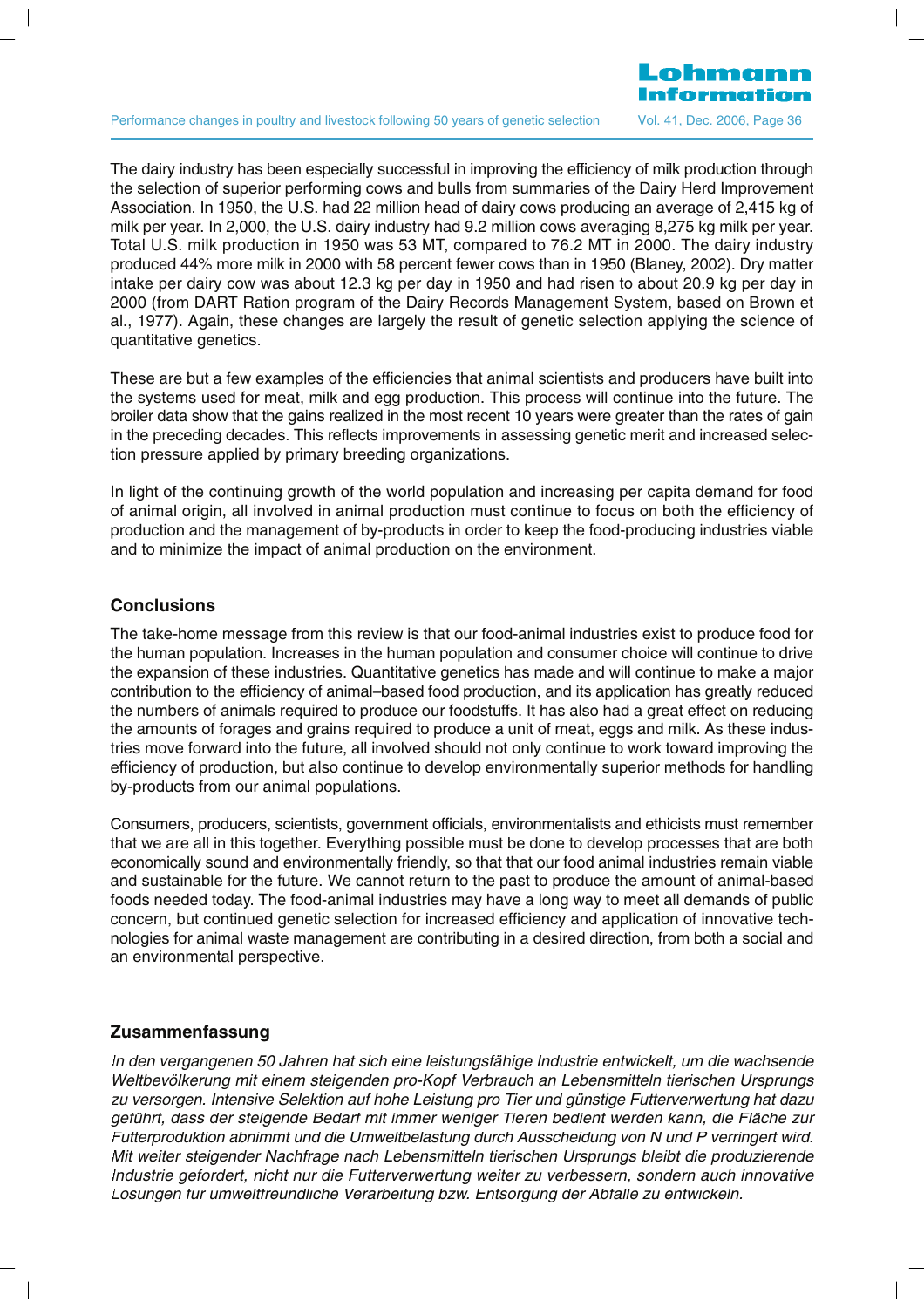The dairy industry has been especially successful in improving the efficiency of milk production through the selection of superior performing cows and bulls from summaries of the Dairy Herd Improvement Association. In 1950, the U.S. had 22 million head of dairy cows producing an average of 2,415 kg of milk per year. In 2,000, the U.S. dairy industry had 9.2 million cows averaging 8,275 kg milk per year. Total U.S. milk production in 1950 was 53 MT, compared to 76.2 MT in 2000. The dairy industry produced 44% more milk in 2000 with 58 percent fewer cows than in 1950 (Blaney, 2002). Dry matter intake per dairy cow was about 12.3 kg per day in 1950 and had risen to about 20.9 kg per day in 2000 (from DART Ration program of the Dairy Records Management System, based on Brown et al., 1977). Again, these changes are largely the result of genetic selection applying the science of quantitative genetics.

These are but a few examples of the efficiencies that animal scientists and producers have built into the systems used for meat, milk and egg production. This process will continue into the future. The broiler data show that the gains realized in the most recent 10 years were greater than the rates of gain in the preceding decades. This reflects improvements in assessing genetic merit and increased selection pressure applied by primary breeding organizations.

In light of the continuing growth of the world population and increasing per capita demand for food of animal origin, all involved in animal production must continue to focus on both the efficiency of production and the management of by-products in order to keep the food-producing industries viable and to minimize the impact of animal production on the environment.

## Conclusions

The take-home message from this review is that our food-animal industries exist to produce food for the human population. Increases in the human population and consumer choice will continue to drive the expansion of these industries. Quantitative genetics has made and will continue to make a major contribution to the efficiency of animal–based food production, and its application has greatly reduced the numbers of animals required to produce our foodstuffs. It has also had a great effect on reducing the amounts of forages and grains required to produce a unit of meat, eggs and milk. As these industries move forward into the future, all involved should not only continue to work toward improving the efficiency of production, but also continue to develop environmentally superior methods for handling by-products from our animal populations.

Consumers, producers, scientists, government officials, environmentalists and ethicists must remember that we are all in this together. Everything possible must be done to develop processes that are both economically sound and environmentally friendly, so that our food animal industries remain viable and sustainable for the future. We cannot return to the past to produce the amount of animal-based foods needed today. The food-animal industries may have a long way to meet all demands of public concern, but continued genetic selection for increased efficiency and application of innovative technologies for animal waste management are contributing in a desired direction, from both a social and an environmental perspective.

## Zusammenfassung

*In den vergangenen 50 Jahren hat sich eine leistungsfähige Industrie entwickelt, um die wachsende Weltbevölkerung mit einem steigenden pro-Kopf Verbrauch an Lebensmitteln tierischen Ursprungs zu versorgen. Intensive Selektion auf hohe Leistung pro Tier und günstige Futterverwertung hat dazu geführt, dass der steigende Bedarf mit immer weniger Tieren bedient werden kann, die Fläche zur Futterproduktion abnimmt und die Umweltbelastung durch Ausscheidung von N und P verringert wird. Mit weiter steigender Nachfrage nach Lebensmitteln tierischen Ursprungs bleibt die produzierende Industrie gefordert, nicht nur die Futterverwertung weiter zu verbessern, sondern auch innovative Lösungen für umweltfreundliche Verarbeitung bzw. Entsorgung der Abfälle zu entwickeln.*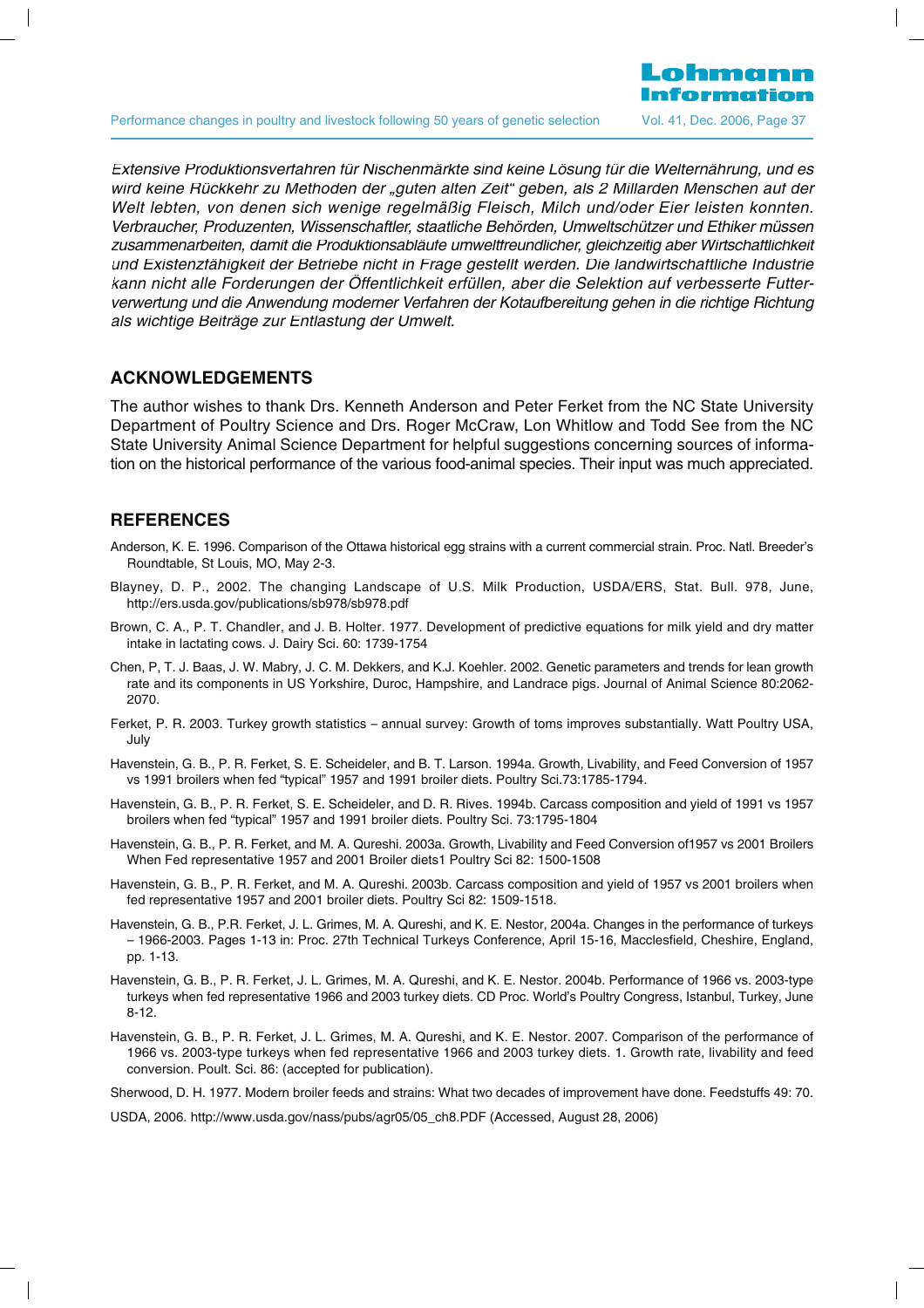*Extensive Produktionsverfahren für Nischenmärkte sind keine Lösung für die Welternährung, und es wird keine Rückkehr zu Methoden der „guten alten Zeit" geben, als 2 Millarden Menschen auf der Welt lebten, von denen sich wenige regelmäßig Fleisch, Milch und/oder Eier leisten konnten. Verbraucher, Produzenten, Wissenschaftler, staatliche Behörden, Umweltschützer und Ethiker müssen zusammenarbeiten, damit die Produktionsabläufe umweltfreundlicher, gleichzeitig aber Wirtschaftlichkeit und Existenzfähigkeit der Betriebe nicht in Frage gestellt werden. Die landwirtschaftliche Industrie kann nicht alle Forderungen der Öffentlichkeit erfüllen, aber die Selektion auf verbesserte Futterverwertung und die Anwendung moderner Verfahren der Kotaufbereitung gehen in die richtige Richtung als wichtige Beiträge zur Entlastung der Umwelt.*

## ACKNOWLEDGEMENTS

The author wishes to thank Drs. Kenneth Anderson and Peter Ferket from the NC State University Department of Poultry Science and Drs. Roger McCraw, Lon Whitlow and Todd See from the NC State University Animal Science Department for helpful suggestions concerning sources of information on the historical performance of the various food-animal species. Their input was much appreciated.

## REFERENCES

Anderson, K. E. 1996. Comparison of the Ottawa historical egg strains with a current commercial strain. Proc. Natl. Breeder's Roundtable, St Louis, MO, May 2-3.

Blayney, D. P., 2002. The changing Landscape of U.S. Milk Production, USDA/ERS, Stat. Bull. 978, June, http://ers.usda.gov/publications/sb978/sb978.pdf

Brown, C. A., P. T. Chandler, and J. B. Holter. 1977. Development of predictive equations for milk yield and dry matter intake in lactating cows. J. Dairy Sci. 60: 1739-1754

Chen, P, T. J. Baas, J. W. Mabry, J. C. M. Dekkers, and K.J. Koehler. 2002. Genetic parameters and trends for lean growth rate and its components in US Yorkshire, Duroc, Hampshire, and Landrace pigs. Journal of Animal Science 80:2062-2070.

Ferket, P. R. 2003. Turkey growth statistics – annual survey: Growth of toms improves substantially. Watt Poultry USA, July

Havenstein, G. B., P. R. Ferket, S. E. Scheideler, and B. T. Larson. 1994a. Growth, Livability, and Feed Conversion of 1957 vs 1991 broilers when fed "typical" 1957 and 1991 broiler diets. Poultry Sci.73:1785-1794.

Havenstein, G. B., P. R. Ferket, S. E. Scheideler, and D. R. Rives. 1994b. Carcass composition and yield of 1991 vs 1957 broilers when fed "typical" 1957 and 1991 broiler diets. Poultry Sci. 73:1795-1804

Havenstein, G. B., P. R. Ferket, and M. A. Qureshi. 2003a. Growth, Livability and Feed Conversion of1957 vs 2001 Broilers When Fed representative 1957 and 2001 Broiler diets1 Poultry Sci 82: 1500-1508

Havenstein, G. B., P. R. Ferket, and M. A. Qureshi. 2003b. Carcass composition and yield of 1957 vs 2001 broilers when fed representative 1957 and 2001 broiler diets. Poultry Sci 82: 1509-1518.

Havenstein, G. B., P.R. Ferket, J. L. Grimes, M. A. Qureshi, and K. E. Nestor, 2004a. Changes in the performance of turkeys – 1966-2003. Pages 1-13 in: Proc. 27th Technical Turkeys Conference, April 15-16, Macclesfield, Cheshire, England, pp. 1-13.

Havenstein, G. B., P. R. Ferket, J. L. Grimes, M. A. Qureshi, and K. E. Nestor. 2004b. Performance of 1966 vs. 2003-type turkeys when fed representative 1966 and 2003 turkey diets. CD Proc. World's Poultry Congress, Istanbul, Turkey, June 8-12.

Havenstein, G. B., P. R. Ferket, J. L. Grimes, M. A. Qureshi, and K. E. Nestor. 2007. Comparison of the performance of 1966 vs. 2003-type turkeys when fed representative 1966 and 2003 turkey diets. 1. Growth rate, livability and feed conversion. Poult. Sci. 86: (accepted for publication).

Sherwood, D. H. 1977. Modern broiler feeds and strains: What two decades of improvement have done. Feedstuffs 49: 70.

USDA, 2006. http://www.usda.gov/nass/pubs/agr05/05_ch8.PDF (Accessed, August 28, 2006)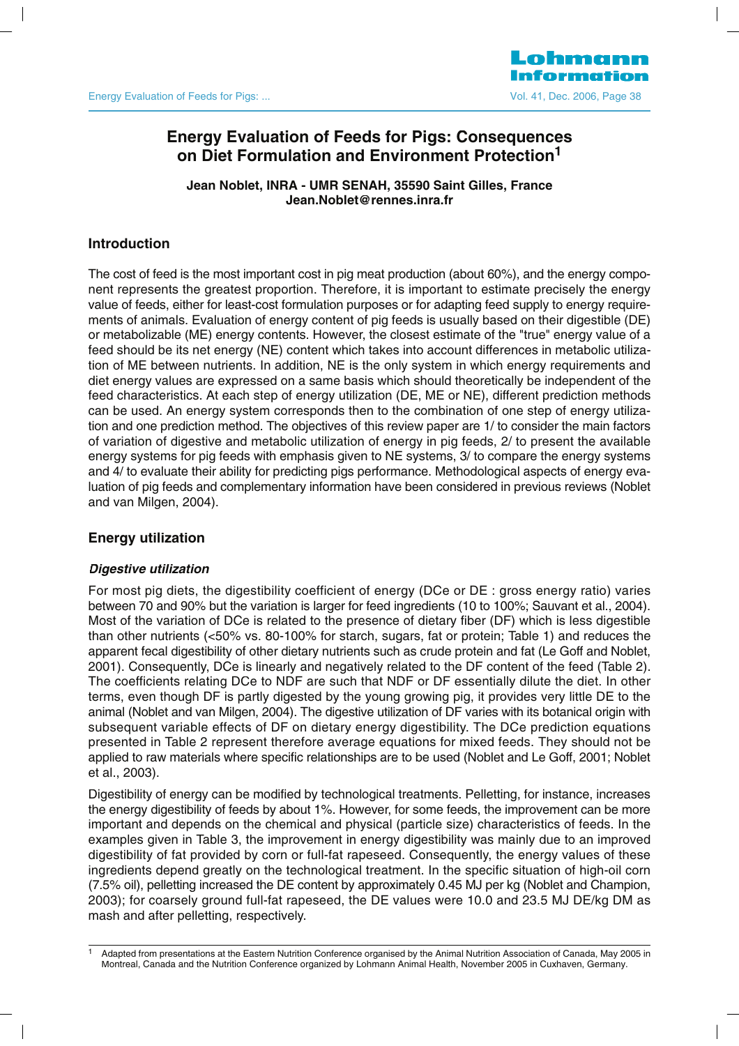# Energy Evaluation of Feeds for Pigs: Consequences on Diet Formulation and Environment Protection[1]

**Jean Noblet, INRA - UMR SENAH, 35590 Saint Gilles, France**
**Jean.Noblet@rennes.inra.fr**

## Introduction

The cost of feed is the most important cost in pig meat production (about 60%), and the energy component represents the greatest proportion. Therefore, it is important to estimate precisely the energy value of feeds, either for least-cost formulation purposes or for adapting feed supply to energy requirements of animals. Evaluation of energy content of pig feeds is usually based on their digestible (DE) or metabolizable (ME) energy contents. However, the closest estimate of the "true" energy value of a feed should be its net energy (NE) content which takes into account differences in metabolic utilization of ME between nutrients. In addition, NE is the only system in which energy requirements and diet energy values are expressed on a same basis which should theoretically be independent of the feed characteristics. At each step of energy utilization (DE, ME or NE), different prediction methods can be used. An energy system corresponds then to the combination of one step of energy utilization and one prediction method. The objectives of this review paper are 1/ to consider the main factors of variation of digestive and metabolic utilization of energy in pig feeds, 2/ to present the available energy systems for pig feeds with emphasis given to NE systems, 3/ to compare the energy systems and 4/ to evaluate their ability for predicting pigs performance. Methodological aspects of energy evaluation of pig feeds and complementary information have been considered in previous reviews (Noblet and van Milgen, 2004).

## Energy utilization

### *Digestive utilization*

For most pig diets, the digestibility coefficient of energy (DCe or DE : gross energy ratio) varies between 70 and 90% but the variation is larger for feed ingredients (10 to 100%; Sauvant et al., 2004). Most of the variation of DCe is related to the presence of dietary fiber (DF) which is less digestible than other nutrients (<50% vs. 80-100% for starch, sugars, fat or protein; Table 1) and reduces the apparent fecal digestibility of other dietary nutrients such as crude protein and fat (Le Goff and Noblet, 2001). Consequently, DCe is linearly and negatively related to the DF content of the feed (Table 2). The coefficients relating DCe to NDF are such that NDF or DF essentially dilute the diet. In other terms, even though DF is partly digested by the young growing pig, it provides very little DE to the animal (Noblet and van Milgen, 2004). The digestive utilization of DF varies with its botanical origin with subsequent variable effects of DF on dietary energy digestibility. The DCe prediction equations presented in Table 2 represent therefore average equations for mixed feeds. They should not be applied to raw materials where specific relationships are to be used (Noblet and Le Goff, 2001; Noblet et al., 2003).

Digestibility of energy can be modified by technological treatments. Pelletting, for instance, increases the energy digestibility of feeds by about 1%. However, for some feeds, the improvement can be more important and depends on the chemical and physical (particle size) characteristics of feeds. In the examples given in Table 3, the improvement in energy digestibility was mainly due to an improved digestibility of fat provided by corn or full-fat rapeseed. Consequently, the energy values of these ingredients depend greatly on the technological treatment. In the specific situation of high-oil corn (7.5% oil), pelletting increased the DE content by approximately 0.45 MJ per kg (Noblet and Champion, 2003); for coarsely ground full-fat rapeseed, the DE values were 10.0 and 23.5 MJ DE/kg DM as mash and after pelletting, respectively.

[1] Adapted from presentations at the Eastern Nutrition Conference organised by the Animal Nutrition Association of Canada, May 2005 in Montreal, Canada and the Nutrition Conference organized by Lohmann Animal Health, November 2005 in Cuxhaven, Germany.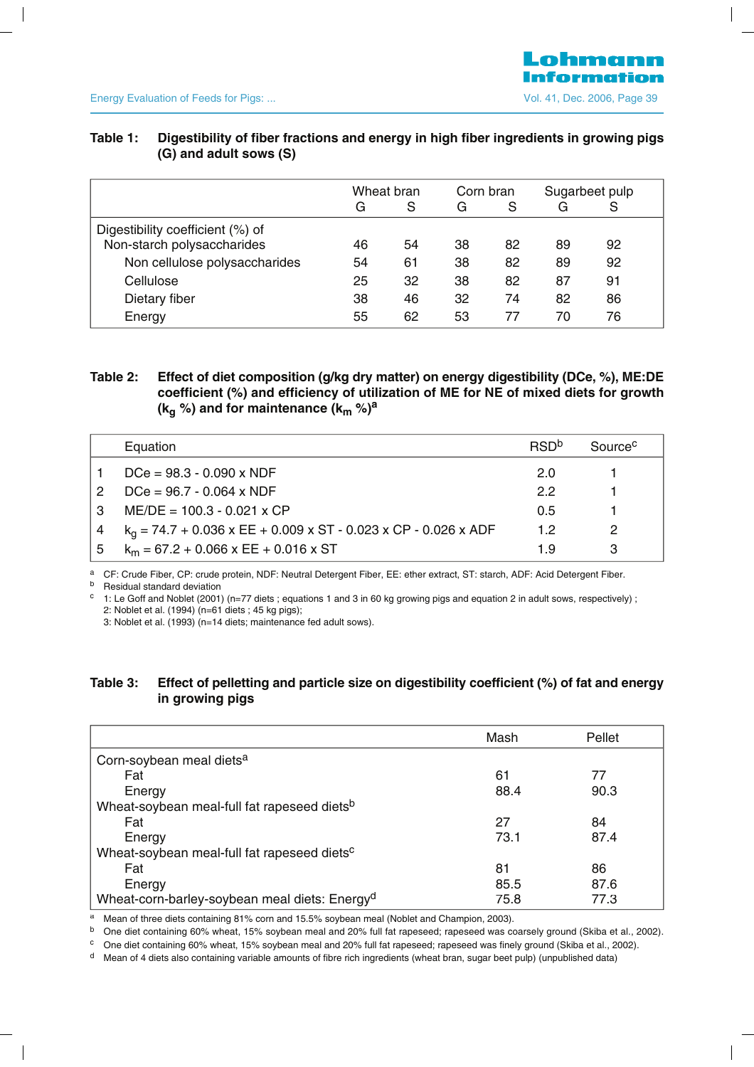**Table 1: Digestibility of fiber fractions and energy in high fiber ingredients in growing pigs (G) and adult sows (S)**

| | Wheat bran | | Corn bran | | Sugarbeet pulp | |
|---|---|---|---|---|---|---|
| | G | S | G | S | G | S |
| Digestibility coefficient (%) of | | | | | | |
| Non-starch polysaccharides | 46 | 54 | 38 | 82 | 89 | 92 |
| Non cellulose polysaccharides | 54 | 61 | 38 | 82 | 89 | 92 |
| Cellulose | 25 | 32 | 38 | 82 | 87 | 91 |
| Dietary fiber | 38 | 46 | 32 | 74 | 82 | 86 |
| Energy | 55 | 62 | 53 | 77 | 70 | 76 |

**Table 2: Effect of diet composition (g/kg dry matter) on energy digestibility (DCe, %), ME:DE coefficient (%) and efficiency of utilization of ME for NE of mixed diets for growth ($k_g$ %) and for maintenance ($k_m$ %)[a]**

| | Equation | RSD[b] | Source[c] |
|---|---|---|---|
| 1 | DCe = 98.3 - 0.090 x NDF | 2.0 | 1 |
| 2 | DCe = 96.7 - 0.064 x NDF | 2.2 | 1 |
| 3 | ME/DE = 100.3 - 0.021 x CP | 0.5 | 1 |
| 4 | $k_g$ = 74.7 + 0.036 x EE + 0.009 x ST - 0.023 x CP - 0.026 x ADF | 1.2 | 2 |
| 5 | $k_m$ = 67.2 + 0.066 x EE + 0.016 x ST | 1.9 | 3 |

[a] CF: Crude Fiber, CP: crude protein, NDF: Neutral Detergent Fiber, EE: ether extract, ST: starch, ADF: Acid Detergent Fiber.
[b] Residual standard deviation
[c] 1: Le Goff and Noblet (2001) (n=77 diets ; equations 1 and 3 in 60 kg growing pigs and equation 2 in adult sows, respectively) ;
2: Noblet et al. (1994) (n=61 diets ; 45 kg pigs);
3: Noblet et al. (1993) (n=14 diets; maintenance fed adult sows).

**Table 3: Effect of pelletting and particle size on digestibility coefficient (%) of fat and energy in growing pigs**

| | Mash | Pellet |
|---|---|---|
| Corn-soybean meal diets[a] | | |
| Fat | 61 | 77 |
| Energy | 88.4 | 90.3 |
| Wheat-soybean meal-full fat rapeseed diets[b] | | |
| Fat | 27 | 84 |
| Energy | 73.1 | 87.4 |
| Wheat-soybean meal-full fat rapeseed diets[c] | | |
| Fat | 81 | 86 |
| Energy | 85.5 | 87.6 |
| Wheat-corn-barley-soybean meal diets: Energy[d] | 75.8 | 77.3 |

[a] Mean of three diets containing 81% corn and 15.5% soybean meal (Noblet and Champion, 2003).
[b] One diet containing 60% wheat, 15% soybean meal and 20% full fat rapeseed; rapeseed was coarsely ground (Skiba et al., 2002).
[c] One diet containing 60% wheat, 15% soybean meal and 20% full fat rapeseed; rapeseed was finely ground (Skiba et al., 2002).
[d] Mean of 4 diets also containing variable amounts of fibre rich ingredients (wheat bran, sugar beet pulp) (unpublished data)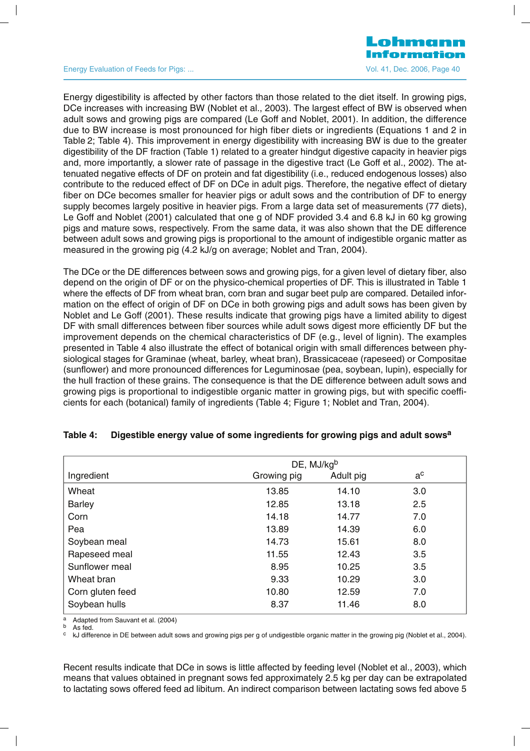Energy digestibility is affected by other factors than those related to the diet itself. In growing pigs, DCe increases with increasing BW (Noblet et al., 2003). The largest effect of BW is observed when adult sows and growing pigs are compared (Le Goff and Noblet, 2001). In addition, the difference due to BW increase is most pronounced for high fiber diets or ingredients (Equations 1 and 2 in Table 2; Table 4). This improvement in energy digestibility with increasing BW is due to the greater digestibility of the DF fraction (Table 1) related to a greater hindgut digestive capacity in heavier pigs and, more importantly, a slower rate of passage in the digestive tract (Le Goff et al., 2002). The attenuated negative effects of DF on protein and fat digestibility (i.e., reduced endogenous losses) also contribute to the reduced effect of DF on DCe in adult pigs. Therefore, the negative effect of dietary fiber on DCe becomes smaller for heavier pigs or adult sows and the contribution of DF to energy supply becomes largely positive in heavier pigs. From a large data set of measurements (77 diets), Le Goff and Noblet (2001) calculated that one g of NDF provided 3.4 and 6.8 kJ in 60 kg growing pigs and mature sows, respectively. From the same data, it was also shown that the DE difference between adult sows and growing pigs is proportional to the amount of indigestible organic matter as measured in the growing pig (4.2 kJ/g on average; Noblet and Tran, 2004).

The DCe or the DE differences between sows and growing pigs, for a given level of dietary fiber, also depend on the origin of DF or on the physico-chemical properties of DF. This is illustrated in Table 1 where the effects of DF from wheat bran, corn bran and sugar beet pulp are compared. Detailed information on the effect of origin of DF on DCe in both growing pigs and adult sows has been given by Noblet and Le Goff (2001). These results indicate that growing pigs have a limited ability to digest DF with small differences between fiber sources while adult sows digest more efficiently DF but the improvement depends on the chemical characteristics of DF (e.g., level of lignin). The examples presented in Table 4 also illustrate the effect of botanical origin with small differences between physiological stages for Graminae (wheat, barley, wheat bran), Brassicaceae (rapeseed) or Compositae (sunflower) and more pronounced differences for Leguminosae (pea, soybean, lupin), especially for the hull fraction of these grains. The consequence is that the DE difference between adult sows and growing pigs is proportional to indigestible organic matter in growing pigs, but with specific coefficients for each (botanical) family of ingredients (Table 4; Figure 1; Noblet and Tran, 2004).

**Table 4: Digestible energy value of some ingredients for growing pigs and adult sows[a]**

| Ingredient | DE, MJ/kg[b] Growing pig | Adult pig | a[c] |
|---|---|---|---|
| Wheat | 13.85 | 14.10 | 3.0 |
| Barley | 12.85 | 13.18 | 2.5 |
| Corn | 14.18 | 14.77 | 7.0 |
| Pea | 13.89 | 14.39 | 6.0 |
| Soybean meal | 14.73 | 15.61 | 8.0 |
| Rapeseed meal | 11.55 | 12.43 | 3.5 |
| Sunflower meal | 8.95 | 10.25 | 3.5 |
| Wheat bran | 9.33 | 10.29 | 3.0 |
| Corn gluten feed | 10.80 | 12.59 | 7.0 |
| Soybean hulls | 8.37 | 11.46 | 8.0 |

[a] Adapted from Sauvant et al. (2004)
[b] As fed.
[c] kJ difference in DE between adult sows and growing pigs per g of undigestible organic matter in the growing pig (Noblet et al., 2004).

Recent results indicate that DCe in sows is little affected by feeding level (Noblet et al., 2003), which means that values obtained in pregnant sows fed approximately 2.5 kg per day can be extrapolated to lactating sows offered feed ad libitum. An indirect comparison between lactating sows fed above 5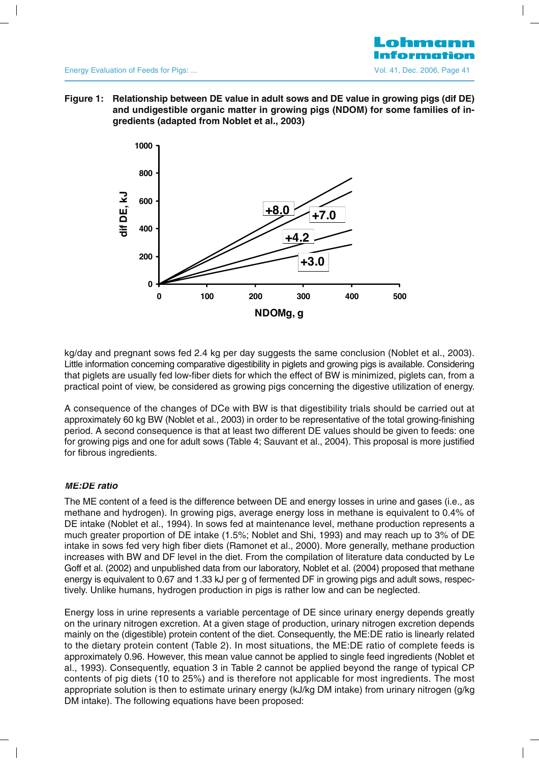**Figure 1: Relationship between DE value in adult sows and DE value in growing pigs (dif DE) and undigestible organic matter in growing pigs (NDOM) for some families of ingredients (adapted from Noblet et al., 2003)**

kg/day and pregnant sows fed 2.4 kg per day suggests the same conclusion (Noblet et al., 2003). Little information concerning comparative digestibility in piglets and growing pigs is available. Considering that piglets are usually fed low-fiber diets for which the effect of BW is minimized, piglets can, from a practical point of view, be considered as growing pigs concerning the digestive utilization of energy.

A consequence of the changes of DCe with BW is that digestibility trials should be carried out at approximately 60 kg BW (Noblet et al., 2003) in order to be representative of the total growing-finishing period. A second consequence is that at least two different DE values should be given to feeds: one for growing pigs and one for adult sows (Table 4; Sauvant et al., 2004). This proposal is more justified for fibrous ingredients.

#### *ME:DE ratio*

The ME content of a feed is the difference between DE and energy losses in urine and gases (i.e., as methane and hydrogen). In growing pigs, average energy loss in methane is equivalent to 0.4% of DE intake (Noblet et al., 1994). In sows fed at maintenance level, methane production represents a much greater proportion of DE intake (1.5%; Noblet and Shi, 1993) and may reach up to 3% of DE intake in sows fed very high fiber diets (Ramonet et al., 2000). More generally, methane production increases with BW and DF level in the diet. From the compilation of literature data conducted by Le Goff et al. (2002) and unpublished data from our laboratory, Noblet et al. (2004) proposed that methane energy is equivalent to 0.67 and 1.33 kJ per g of fermented DF in growing pigs and adult sows, respectively. Unlike humans, hydrogen production in pigs is rather low and can be neglected.

Energy loss in urine represents a variable percentage of DE since urinary energy depends greatly on the urinary nitrogen excretion. At a given stage of production, urinary nitrogen excretion depends mainly on the (digestible) protein content of the diet. Consequently, the ME:DE ratio is linearly related to the dietary protein content (Table 2). In most situations, the ME:DE ratio of complete feeds is approximately 0.96. However, this mean value cannot be applied to single feed ingredients (Noblet et al., 1993). Consequently, equation 3 in Table 2 cannot be applied beyond the range of typical CP contents of pig diets (10 to 25%) and is therefore not applicable for most ingredients. The most appropriate solution is then to estimate urinary energy (kJ/kg DM intake) from urinary nitrogen (g/kg DM intake). The following equations have been proposed: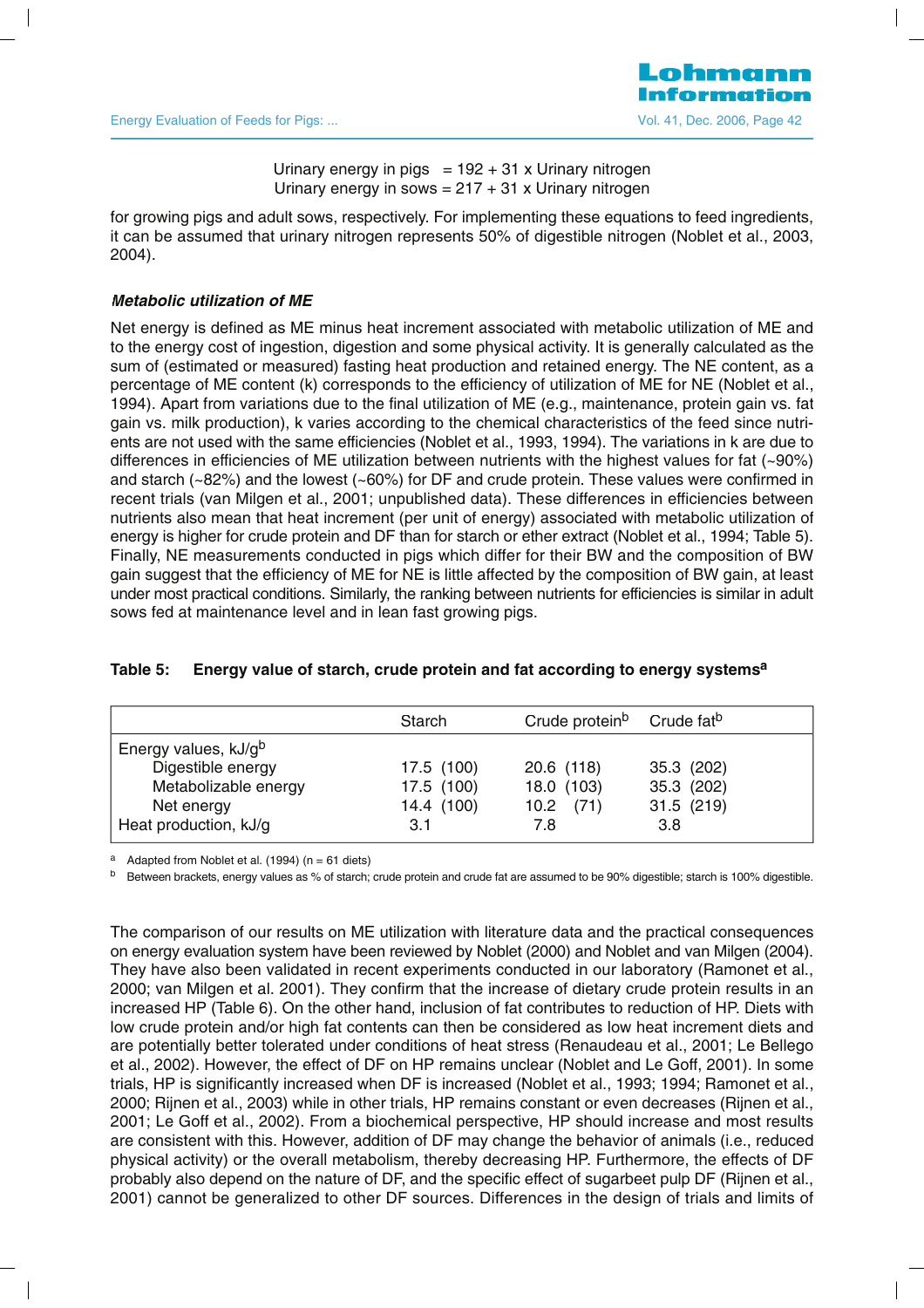Urinary energy in pigs = 192 + 31 x Urinary nitrogen
Urinary energy in sows = 217 + 31 x Urinary nitrogen

for growing pigs and adult sows, respectively. For implementing these equations to feed ingredients, it can be assumed that urinary nitrogen represents 50% of digestible nitrogen (Noblet et al., 2003, 2004).

### *Metabolic utilization of ME*

Net energy is defined as ME minus heat increment associated with metabolic utilization of ME and to the energy cost of ingestion, digestion and some physical activity. It is generally calculated as the sum of (estimated or measured) fasting heat production and retained energy. The NE content, as a percentage of ME content (k) corresponds to the efficiency of utilization of ME for NE (Noblet et al., 1994). Apart from variations due to the final utilization of ME (e.g., maintenance, protein gain vs. fat gain vs. milk production), k varies according to the chemical characteristics of the feed since nutrients are not used with the same efficiencies (Noblet et al., 1993, 1994). The variations in k are due to differences in efficiencies of ME utilization between nutrients with the highest values for fat (~90%) and starch (~82%) and the lowest (~60%) for DF and crude protein. These values were confirmed in recent trials (van Milgen et al., 2001; unpublished data). These differences in efficiencies between nutrients also mean that heat increment (per unit of energy) associated with metabolic utilization of energy is higher for crude protein and DF than for starch or ether extract (Noblet et al., 1994; Table 5). Finally, NE measurements conducted in pigs which differ for their BW and the composition of BW gain suggest that the efficiency of ME for NE is little affected by the composition of BW gain, at least under most practical conditions. Similarly, the ranking between nutrients for efficiencies is similar in adult sows fed at maintenance level and in lean fast growing pigs.

**Table 5: Energy value of starch, crude protein and fat according to energy systems[a]**

| | Starch | Crude protein[b] | Crude fat[b] |
|---|---|---|---|
| Energy values, kJ/g[b] | | | |
| Digestible energy | 17.5 (100) | 20.6 (118) | 35.3 (202) |
| Metabolizable energy | 17.5 (100) | 18.0 (103) | 35.3 (202) |
| Net energy | 14.4 (100) | 10.2 (71) | 31.5 (219) |
| Heat production, kJ/g | 3.1 | 7.8 | 3.8 |

[a] Adapted from Noblet et al. (1994) (n = 61 diets)
[b] Between brackets, energy values as % of starch; crude protein and crude fat are assumed to be 90% digestible; starch is 100% digestible.

The comparison of our results on ME utilization with literature data and the practical consequences on energy evaluation system have been reviewed by Noblet (2000) and Noblet and van Milgen (2004). They have also been validated in recent experiments conducted in our laboratory (Ramonet et al., 2000; van Milgen et al. 2001). They confirm that the increase of dietary crude protein results in an increased HP (Table 6). On the other hand, inclusion of fat contributes to reduction of HP. Diets with low crude protein and/or high fat contents can then be considered as low heat increment diets and are potentially better tolerated under conditions of heat stress (Renaudeau et al., 2001; Le Bellego et al., 2002). However, the effect of DF on HP remains unclear (Noblet and Le Goff, 2001). In some trials, HP is significantly increased when DF is increased (Noblet et al., 1993; 1994; Ramonet et al., 2000; Rijnen et al., 2003) while in other trials, HP remains constant or even decreases (Rijnen et al., 2001; Le Goff et al., 2002). From a biochemical perspective, HP should increase and most results are consistent with this. However, addition of DF may change the behavior of animals (i.e., reduced physical activity) or the overall metabolism, thereby decreasing HP. Furthermore, the effects of DF probably also depend on the nature of DF, and the specific effect of sugarbeet pulp DF (Rijnen et al., 2001) cannot be generalized to other DF sources. Differences in the design of trials and limits of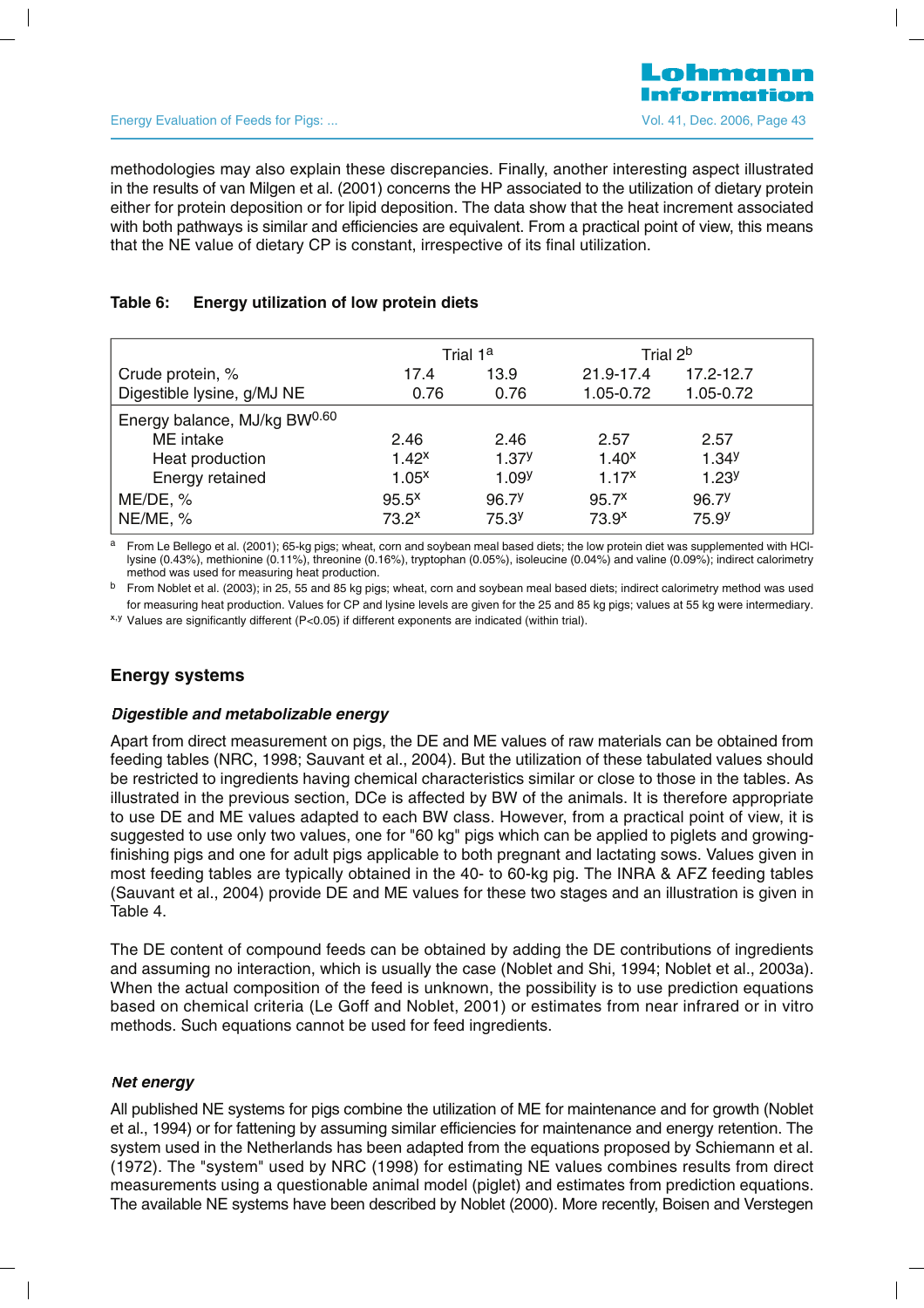methodologies may also explain these discrepancies. Finally, another interesting aspect illustrated in the results of van Milgen et al. (2001) concerns the HP associated to the utilization of dietary protein either for protein deposition or for lipid deposition. The data show that the heat increment associated with both pathways is similar and efficiencies are equivalent. From a practical point of view, this means that the NE value of dietary CP is constant, irrespective of its final utilization.

**Table 6: Energy utilization of low protein diets**

| | Trial 1[a] | | Trial 2[b] | |
|---|---|---|---|---|
| Crude protein, % | 17.4 | 13.9 | 21.9-17.4 | 17.2-12.7 |
| Digestible lysine, g/MJ NE | 0.76 | 0.76 | 1.05-0.72 | 1.05-0.72 |
| Energy balance, MJ/kg $BW^{0.60}$ | | | | |
| ME intake | 2.46 | 2.46 | 2.57 | 2.57 |
| Heat production | $1.42^{x}$ | $1.37^{y}$ | $1.40^{x}$ | $1.34^{y}$ |
| Energy retained | $1.05^{x}$ | $1.09^{y}$ | $1.17^{x}$ | $1.23^{y}$ |
| ME/DE, % | $95.5^{x}$ | $96.7^{y}$ | $95.7^{x}$ | $96.7^{y}$ |
| NE/ME, % | $73.2^{x}$ | $75.3^{y}$ | $73.9^{x}$ | $75.9^{y}$ |

[a] From Le Bellego et al. (2001); 65-kg pigs; wheat, corn and soybean meal based diets; the low protein diet was supplemented with HCl-lysine (0.43%), methionine (0.11%), threonine (0.16%), tryptophan (0.05%), isoleucine (0.04%) and valine (0.09%); indirect calorimetry method was used for measuring heat production.

[b] From Noblet et al. (2003); in 25, 55 and 85 kg pigs; wheat, corn and soybean meal based diets; indirect calorimetry method was used for measuring heat production. Values for CP and lysine levels are given for the 25 and 85 kg pigs; values at 55 kg were intermediary.

[x,y] Values are significantly different ($P<0.05$) if different exponents are indicated (within trial).

## Energy systems

### *Digestible and metabolizable energy*

Apart from direct measurement on pigs, the DE and ME values of raw materials can be obtained from feeding tables (NRC, 1998; Sauvant et al., 2004). But the utilization of these tabulated values should be restricted to ingredients having chemical characteristics similar or close to those in the tables. As illustrated in the previous section, DCe is affected by BW of the animals. It is therefore appropriate to use DE and ME values adapted to each BW class. However, from a practical point of view, it is suggested to use only two values, one for "60 kg" pigs which can be applied to piglets and growing-finishing pigs and one for adult pigs applicable to both pregnant and lactating sows. Values given in most feeding tables are typically obtained in the 40- to 60-kg pig. The INRA & AFZ feeding tables (Sauvant et al., 2004) provide DE and ME values for these two stages and an illustration is given in Table 4.

The DE content of compound feeds can be obtained by adding the DE contributions of ingredients and assuming no interaction, which is usually the case (Noblet and Shi, 1994; Noblet et al., 2003a). When the actual composition of the feed is unknown, the possibility is to use prediction equations based on chemical criteria (Le Goff and Noblet, 2001) or estimates from near infrared or in vitro methods. Such equations cannot be used for feed ingredients.

### *Net energy*

All published NE systems for pigs combine the utilization of ME for maintenance and for growth (Noblet et al., 1994) or for fattening by assuming similar efficiencies for maintenance and energy retention. The system used in the Netherlands has been adapted from the equations proposed by Schiemann et al. (1972). The "system" used by NRC (1998) for estimating NE values combines results from direct measurements using a questionable animal model (piglet) and estimates from prediction equations. The available NE systems have been described by Noblet (2000). More recently, Boisen and Verstegen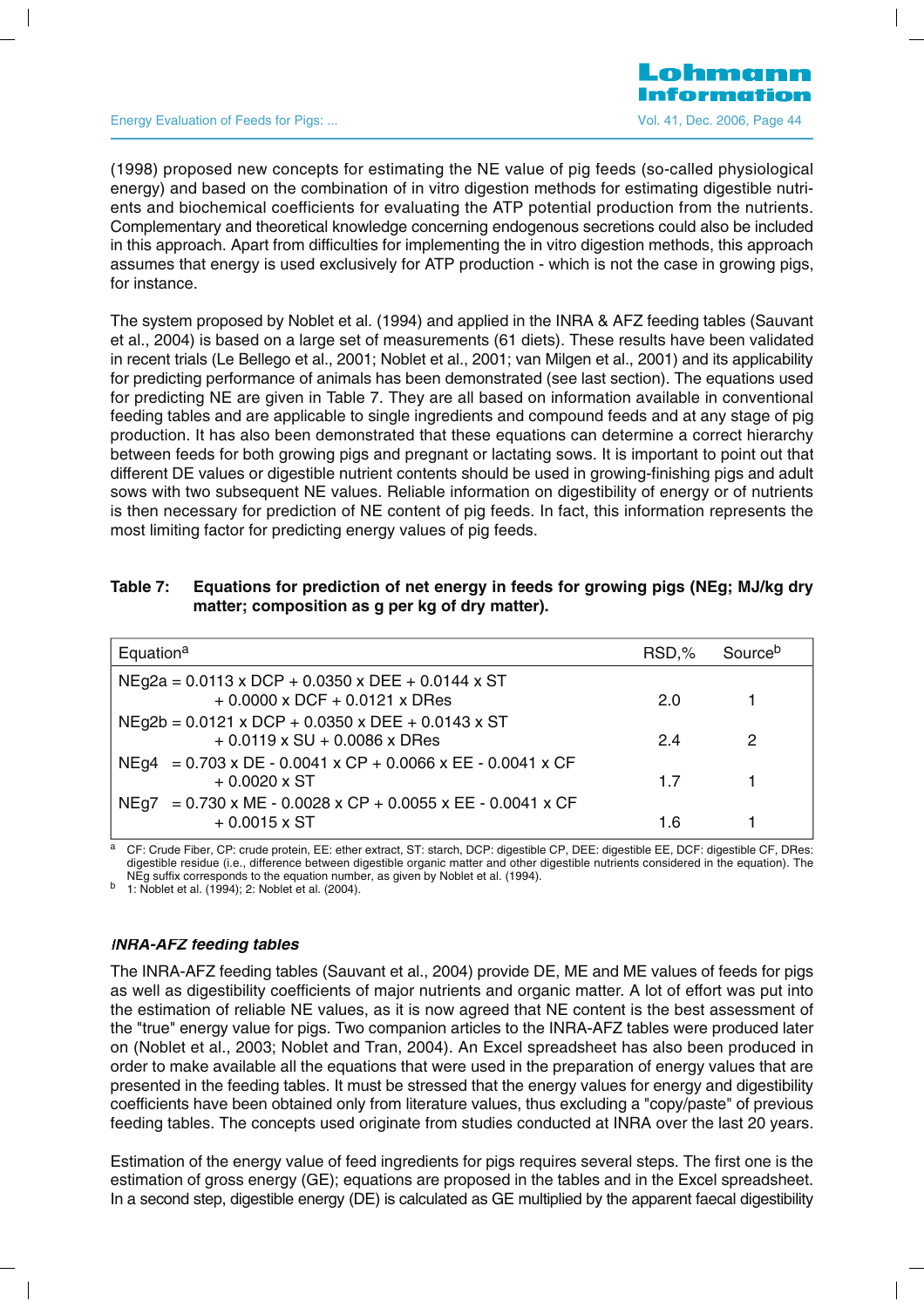(1998) proposed new concepts for estimating the NE value of pig feeds (so-called physiological energy) and based on the combination of in vitro digestion methods for estimating digestible nutrients and biochemical coefficients for evaluating the ATP potential production from the nutrients. Complementary and theoretical knowledge concerning endogenous secretions could also be included in this approach. Apart from difficulties for implementing the in vitro digestion methods, this approach assumes that energy is used exclusively for ATP production - which is not the case in growing pigs, for instance.

The system proposed by Noblet et al. (1994) and applied in the INRA & AFZ feeding tables (Sauvant et al., 2004) is based on a large set of measurements (61 diets). These results have been validated in recent trials (Le Bellego et al., 2001; Noblet et al., 2001; van Milgen et al., 2001) and its applicability for predicting performance of animals has been demonstrated (see last section). The equations used for predicting NE are given in Table 7. They are all based on information available in conventional feeding tables and are applicable to single ingredients and compound feeds and at any stage of pig production. It has also been demonstrated that these equations can determine a correct hierarchy between feeds for both growing pigs and pregnant or lactating sows. It is important to point out that different DE values or digestible nutrient contents should be used in growing-finishing pigs and adult sows with two subsequent NE values. Reliable information on digestibility of energy or of nutrients is then necessary for prediction of NE content of pig feeds. In fact, this information represents the most limiting factor for predicting energy values of pig feeds.

**Table 7: Equations for prediction of net energy in feeds for growing pigs (NEg; MJ/kg dry matter; composition as g per kg of dry matter).**

| Equation[a] | RSD,% | Source[b] |
|---|---|---|
| $NEg2a = 0.0113 \times DCP + 0.0350 \times DEE + 0.0144 \times ST + 0.0000 \times DCF + 0.0121 \times DRes$ | 2.0 | 1 |
| $NEg2b = 0.0121 \times DCP + 0.0350 \times DEE + 0.0143 \times ST + 0.0119 \times SU + 0.0086 \times DRes$ | 2.4 | 2 |
| $NEg4 = 0.703 \times DE - 0.0041 \times CP + 0.0066 \times EE - 0.0041 \times CF + 0.0020 \times ST$ | 1.7 | 1 |
| $NEg7 = 0.730 \times ME - 0.0028 \times CP + 0.0055 \times EE - 0.0041 \times CF + 0.0015 \times ST$ | 1.6 | 1 |

[a] CF: Crude Fiber, CP: crude protein, EE: ether extract, ST: starch, DCP: digestible CP, DEE: digestible EE, DCF: digestible CF, DRes: digestible residue (i.e., difference between digestible organic matter and other digestible nutrients considered in the equation). The NEg suffix corresponds to the equation number, as given by Noblet et al. (1994).

[b] 1: Noblet et al. (1994); 2: Noblet et al. (2004).

### *INRA-AFZ feeding tables*

The INRA-AFZ feeding tables (Sauvant et al., 2004) provide DE, ME and ME values of feeds for pigs as well as digestibility coefficients of major nutrients and organic matter. A lot of effort was put into the estimation of reliable NE values, as it is now agreed that NE content is the best assessment of the "true" energy value for pigs. Two companion articles to the INRA-AFZ tables were produced later on (Noblet et al., 2003; Noblet and Tran, 2004). An Excel spreadsheet has also been produced in order to make available all the equations that were used in the preparation of energy values that are presented in the feeding tables. It must be stressed that the energy values for energy and digestibility coefficients have been obtained only from literature values, thus excluding a "copy/paste" of previous feeding tables. The concepts used originate from studies conducted at INRA over the last 20 years.

Estimation of the energy value of feed ingredients for pigs requires several steps. The first one is the estimation of gross energy (GE); equations are proposed in the tables and in the Excel spreadsheet. In a second step, digestible energy (DE) is calculated as GE multiplied by the apparent faecal digestibility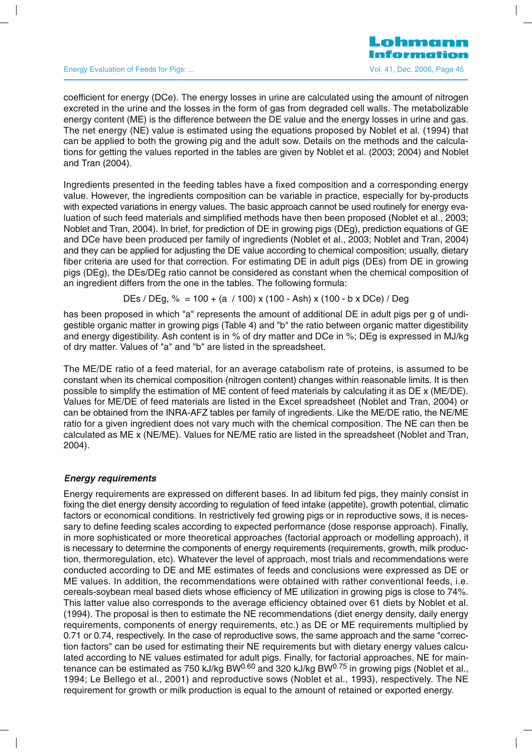coefficient for energy (DCe). The energy losses in urine are calculated using the amount of nitrogen excreted in the urine and the losses in the form of gas from degraded cell walls. The metabolizable energy content (ME) is the difference between the DE value and the energy losses in urine and gas. The net energy (NE) value is estimated using the equations proposed by Noblet et al. (1994) that can be applied to both the growing pig and the adult sow. Details on the methods and the calculations for getting the values reported in the tables are given by Noblet et al. (2003; 2004) and Noblet and Tran (2004).

Ingredients presented in the feeding tables have a fixed composition and a corresponding energy value. However, the ingredients composition can be variable in practice, especially for by-products with expected variations in energy values. The basic approach cannot be used routinely for energy evaluation of such feed materials and simplified methods have then been proposed (Noblet et al., 2003; Noblet and Tran, 2004). In brief, for prediction of DE in growing pigs (DEg), prediction equations of GE and DCe have been produced per family of ingredients (Noblet et al., 2003; Noblet and Tran, 2004) and they can be applied for adjusting the DE value according to chemical composition; usually, dietary fiber criteria are used for that correction. For estimating DE in adult pigs (DEs) from DE in growing pigs (DEg), the DEs/DEg ratio cannot be considered as constant when the chemical composition of an ingredient differs from the one in the tables. The following formula:

$$\text{DEs / DEg, \%} = 100 + (a / 100) \times (100 - \text{Ash}) \times (100 - b \times \text{DCe}) / \text{Deg}$$

has been proposed in which "a" represents the amount of additional DE in adult pigs per g of undigestible organic matter in growing pigs (Table 4) and "b" the ratio between organic matter digestibility and energy digestibility. Ash content is in % of dry matter and DCe in %; DEg is expressed in MJ/kg of dry matter. Values of "a" and "b" are listed in the spreadsheet.

The ME/DE ratio of a feed material, for an average catabolism rate of proteins, is assumed to be constant when its chemical composition (nitrogen content) changes within reasonable limits. It is then possible to simplify the estimation of ME content of feed materials by calculating it as DE x (ME/DE). Values for ME/DE of feed materials are listed in the Excel spreadsheet (Noblet and Tran, 2004) or can be obtained from the INRA-AFZ tables per family of ingredients. Like the ME/DE ratio, the NE/ME ratio for a given ingredient does not vary much with the chemical composition. The NE can then be calculated as ME x (NE/ME). Values for NE/ME ratio are listed in the spreadsheet (Noblet and Tran, 2004).

### *Energy requirements*

Energy requirements are expressed on different bases. In ad libitum fed pigs, they mainly consist in fixing the diet energy density according to regulation of feed intake (appetite), growth potential, climatic factors or economical conditions. In restrictively fed growing pigs or in reproductive sows, it is necessary to define feeding scales according to expected performance (dose response approach). Finally, in more sophisticated or more theoretical approaches (factorial approach or modelling approach), it is necessary to determine the components of energy requirements (requirements, growth, milk production, thermoregulation, etc). Whatever the level of approach, most trials and recommendations were conducted according to DE and ME estimates of feeds and conclusions were expressed as DE or ME values. In addition, the recommendations were obtained with rather conventional feeds, i.e. cereals-soybean meal based diets whose efficiency of ME utilization in growing pigs is close to 74%. This latter value also corresponds to the average efficiency obtained over 61 diets by Noblet et al. (1994). The proposal is then to estimate the NE recommendations (diet energy density, daily energy requirements, components of energy requirements, etc.) as DE or ME requirements multiplied by 0.71 or 0.74, respectively. In the case of reproductive sows, the same approach and the same "correction factors" can be used for estimating their NE requirements but with dietary energy values calculated according to NE values estimated for adult pigs. Finally, for factorial approaches, NE for maintenance can be estimated as 750 kJ/kg $BW^{0.60}$ and 320 kJ/kg $BW^{0.75}$ in growing pigs (Noblet et al., 1994; Le Bellego et al., 2001) and reproductive sows (Noblet et al., 1993), respectively. The NE requirement for growth or milk production is equal to the amount of retained or exported energy.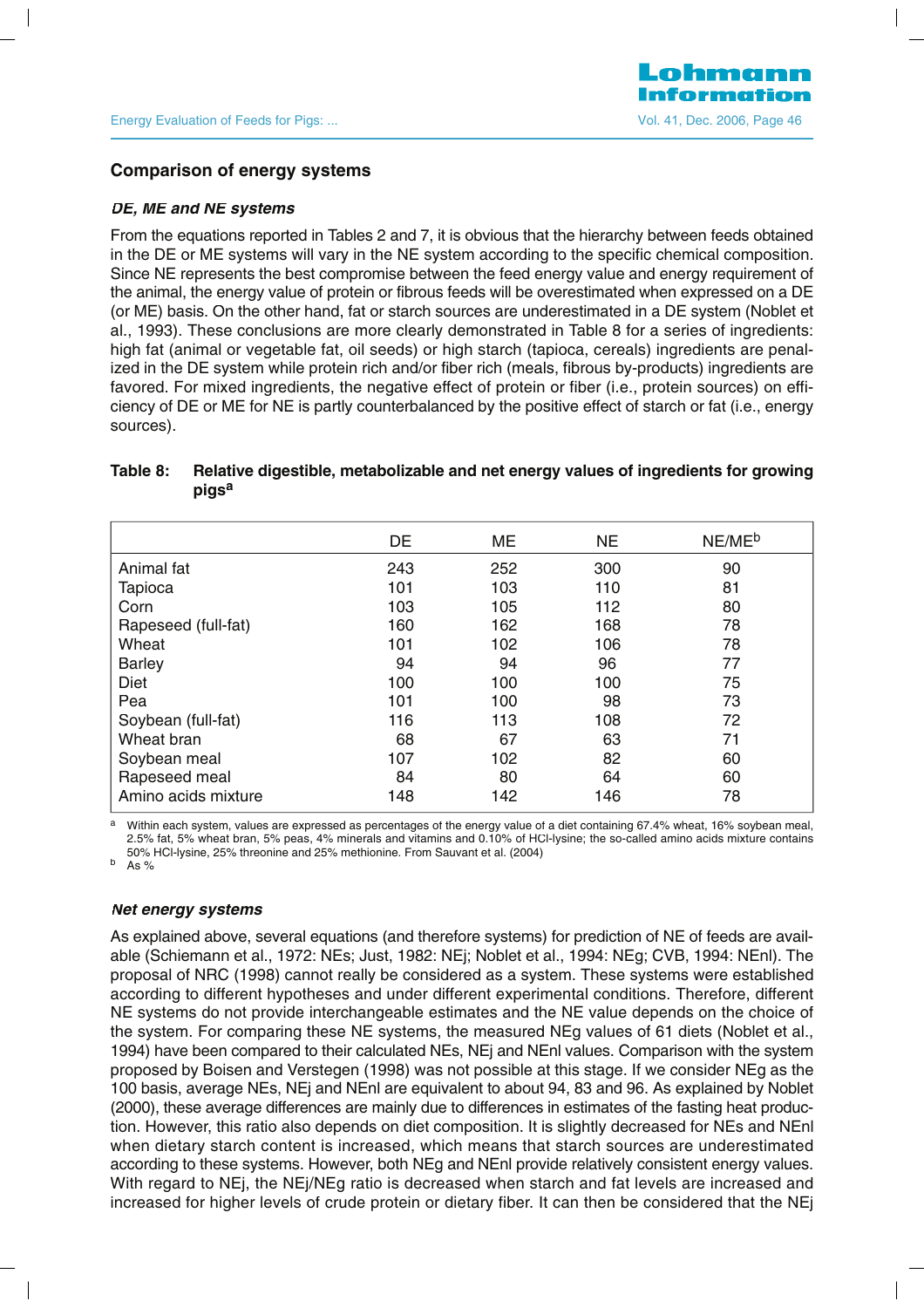## Comparison of energy systems

### *DE, ME and NE systems*

From the equations reported in Tables 2 and 7, it is obvious that the hierarchy between feeds obtained in the DE or ME systems will vary in the NE system according to the specific chemical composition. Since NE represents the best compromise between the feed energy value and energy requirement of the animal, the energy value of protein or fibrous feeds will be overestimated when expressed on a DE (or ME) basis. On the other hand, fat or starch sources are underestimated in a DE system (Noblet et al., 1993). These conclusions are more clearly demonstrated in Table 8 for a series of ingredients: high fat (animal or vegetable fat, oil seeds) or high starch (tapioca, cereals) ingredients are penalized in the DE system while protein rich and/or fiber rich (meals, fibrous by-products) ingredients are favored. For mixed ingredients, the negative effect of protein or fiber (i.e., protein sources) on efficiency of DE or ME for NE is partly counterbalanced by the positive effect of starch or fat (i.e., energy sources).

**Table 8: Relative digestible, metabolizable and net energy values of ingredients for growing pigs[a]**

| | DE | ME | NE | NE/ME[b] |
|---|---|---|---|---|
| Animal fat | 243 | 252 | 300 | 90 |
| Tapioca | 101 | 103 | 110 | 81 |
| Corn | 103 | 105 | 112 | 80 |
| Rapeseed (full-fat) | 160 | 162 | 168 | 78 |
| Wheat | 101 | 102 | 106 | 78 |
| Barley | 94 | 94 | 96 | 77 |
| Diet | 100 | 100 | 100 | 75 |
| Pea | 101 | 100 | 98 | 73 |
| Soybean (full-fat) | 116 | 113 | 108 | 72 |
| Wheat bran | 68 | 67 | 63 | 71 |
| Soybean meal | 107 | 102 | 82 | 60 |
| Rapeseed meal | 84 | 80 | 64 | 60 |
| Amino acids mixture | 148 | 142 | 146 | 78 |

[a] Within each system, values are expressed as percentages of the energy value of a diet containing 67.4% wheat, 16% soybean meal, 2.5% fat, 5% wheat bran, 5% peas, 4% minerals and vitamins and 0.10% of HCl-lysine; the so-called amino acids mixture contains 50% HCl-lysine, 25% threonine and 25% methionine. From Sauvant et al. (2004)

[b] As %

### *Net energy systems*

As explained above, several equations (and therefore systems) for prediction of NE of feeds are available (Schiemann et al., 1972: NEs; Just, 1982: NEj; Noblet et al., 1994: NEg; CVB, 1994: NEnl). The proposal of NRC (1998) cannot really be considered as a system. These systems were established according to different hypotheses and under different experimental conditions. Therefore, different NE systems do not provide interchangeable estimates and the NE value depends on the choice of the system. For comparing these NE systems, the measured NEg values of 61 diets (Noblet et al., 1994) have been compared to their calculated NEs, NEj and NEnl values. Comparison with the system proposed by Boisen and Verstegen (1998) was not possible at this stage. If we consider NEg as the 100 basis, average NEs, NEj and NEnl are equivalent to about 94, 83 and 96. As explained by Noblet (2000), these average differences are mainly due to differences in estimates of the fasting heat production. However, this ratio also depends on diet composition. It is slightly decreased for NEs and NEnl when dietary starch content is increased, which means that starch sources are underestimated according to these systems. However, both NEg and NEnl provide relatively consistent energy values. With regard to NEj, the NEj/NEg ratio is decreased when starch and fat levels are increased and increased for higher levels of crude protein or dietary fiber. It can then be considered that the NEj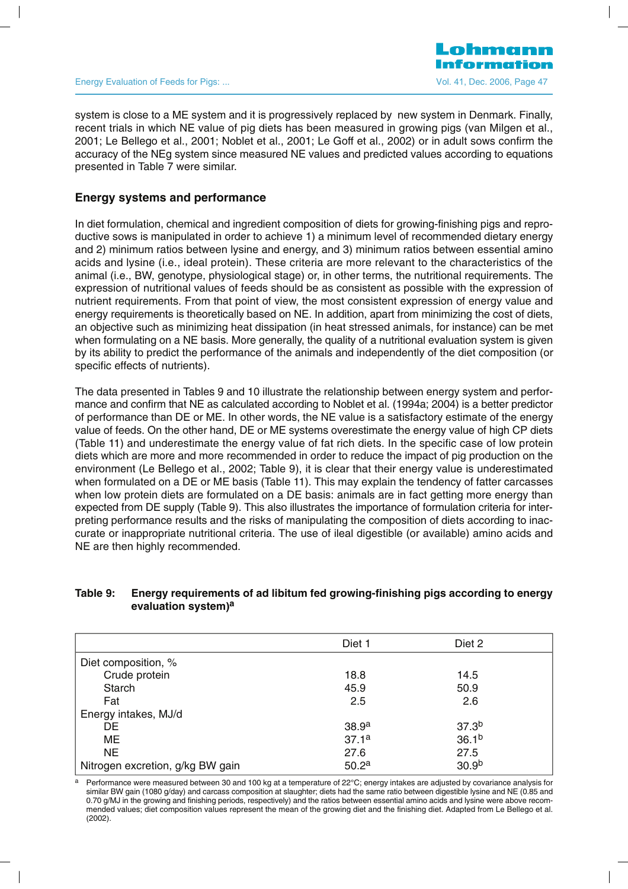system is close to a ME system and it is progressively replaced by new system in Denmark. Finally, recent trials in which NE value of pig diets has been measured in growing pigs (van Milgen et al., 2001; Le Bellego et al., 2001; Noblet et al., 2001; Le Goff et al., 2002) or in adult sows confirm the accuracy of the NEg system since measured NE values and predicted values according to equations presented in Table 7 were similar.

## Energy systems and performance

In diet formulation, chemical and ingredient composition of diets for growing-finishing pigs and reproductive sows is manipulated in order to achieve 1) a minimum level of recommended dietary energy and 2) minimum ratios between lysine and energy, and 3) minimum ratios between essential amino acids and lysine (i.e., ideal protein). These criteria are more relevant to the characteristics of the animal (i.e., BW, genotype, physiological stage) or, in other terms, the nutritional requirements. The expression of nutritional values of feeds should be as consistent as possible with the expression of nutrient requirements. From that point of view, the most consistent expression of energy value and energy requirements is theoretically based on NE. In addition, apart from minimizing the cost of diets, an objective such as minimizing heat dissipation (in heat stressed animals, for instance) can be met when formulating on a NE basis. More generally, the quality of a nutritional evaluation system is given by its ability to predict the performance of the animals and independently of the diet composition (or specific effects of nutrients).

The data presented in Tables 9 and 10 illustrate the relationship between energy system and performance and confirm that NE as calculated according to Noblet et al. (1994a; 2004) is a better predictor of performance than DE or ME. In other words, the NE value is a satisfactory estimate of the energy value of feeds. On the other hand, DE or ME systems overestimate the energy value of high CP diets (Table 11) and underestimate the energy value of fat rich diets. In the specific case of low protein diets which are more and more recommended in order to reduce the impact of pig production on the environment (Le Bellego et al., 2002; Table 9), it is clear that their energy value is underestimated when formulated on a DE or ME basis (Table 11). This may explain the tendency of fatter carcasses when low protein diets are formulated on a DE basis: animals are in fact getting more energy than expected from DE supply (Table 9). This also illustrates the importance of formulation criteria for interpreting performance results and the risks of manipulating the composition of diets according to inaccurate or inappropriate nutritional criteria. The use of ileal digestible (or available) amino acids and NE are then highly recommended.

**Table 9: Energy requirements of ad libitum fed growing-finishing pigs according to energy evaluation system)[a]**

| | Diet 1 | Diet 2 |
|---|---|---|
| Diet composition, % | | |
| Crude protein | 18.8 | 14.5 |
| Starch | 45.9 | 50.9 |
| Fat | 2.5 | 2.6 |
| Energy intakes, MJ/d | | |
| DE | 38.9[a] | 37.3[b] |
| ME | 37.1[a] | 36.1[b] |
| NE | 27.6 | 27.5 |
| Nitrogen excretion, g/kg BW gain | 50.2[a] | 30.9[b] |

[a] Performance were measured between 30 and 100 kg at a temperature of 22°C; energy intakes are adjusted by covariance analysis for similar BW gain (1080 g/day) and carcass composition at slaughter; diets had the same ratio between digestible lysine and NE (0.85 and 0.70 g/MJ in the growing and finishing periods, respectively) and the ratios between essential amino acids and lysine were above recommended values; diet composition values represent the mean of the growing diet and the finishing diet. Adapted from Le Bellego et al. (2002).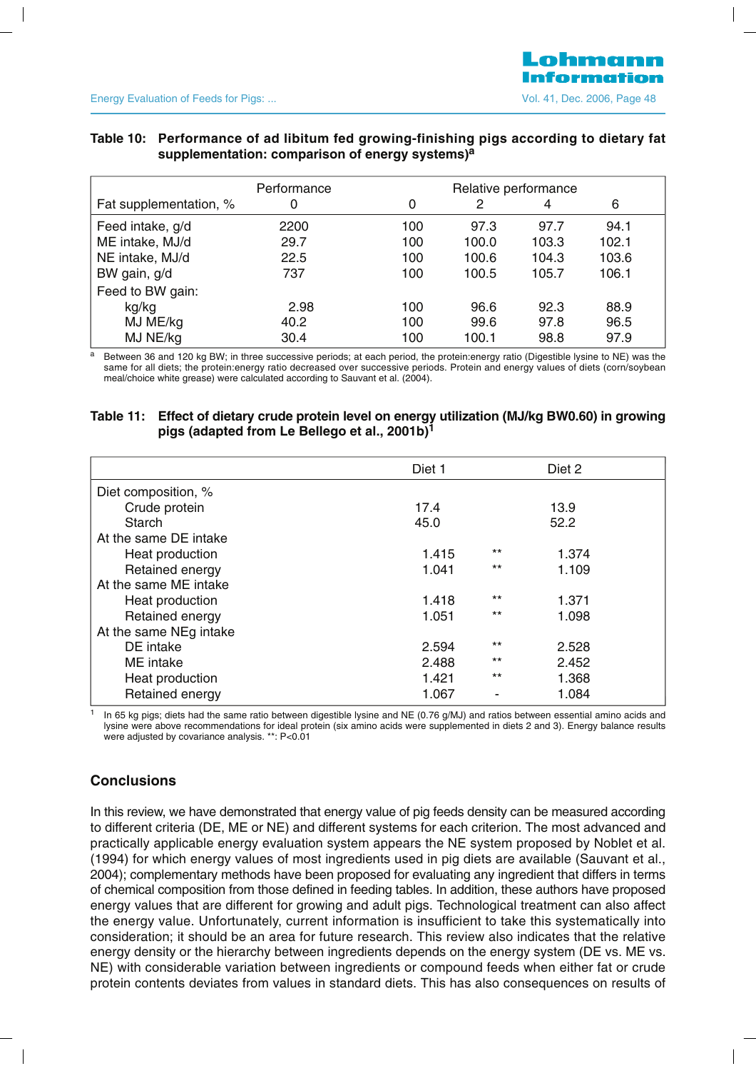**Table 10: Performance of ad libitum fed growing-finishing pigs according to dietary fat supplementation: comparison of energy systems)[a]**

| Fat supplementation, % | Performance 0 | Relative performance 0 | 2 | 4 | 6 |
|---|---|---|---|---|---|
| Feed intake, g/d | 2200 | 100 | 97.3 | 97.7 | 94.1 |
| ME intake, MJ/d | 29.7 | 100 | 100.0 | 103.3 | 102.1 |
| NE intake, MJ/d | 22.5 | 100 | 100.6 | 104.3 | 103.6 |
| BW gain, g/d | 737 | 100 | 100.5 | 105.7 | 106.1 |
| Feed to BW gain: | | | | | |
| kg/kg | 2.98 | 100 | 96.6 | 92.3 | 88.9 |
| MJ ME/kg | 40.2 | 100 | 99.6 | 97.8 | 96.5 |
| MJ NE/kg | 30.4 | 100 | 100.1 | 98.8 | 97.9 |

[a] Between 36 and 120 kg BW; in three successive periods; at each period, the protein:energy ratio (Digestible lysine to NE) was the same for all diets; the protein:energy ratio decreased over successive periods. Protein and energy values of diets (corn/soybean meal/choice white grease) were calculated according to Sauvant et al. (2004).

**Table 11: Effect of dietary crude protein level on energy utilization (MJ/kg BW0.60) in growing pigs (adapted from Le Bellego et al., 2001b)[1]**

| | Diet 1 | | Diet 2 |
|---|---|---|---|
| Diet composition, % | | | |
| Crude protein | 17.4 | | 13.9 |
| Starch | 45.0 | | 52.2 |
| At the same DE intake | | | |
| Heat production | 1.415 | ** | 1.374 |
| Retained energy | 1.041 | ** | 1.109 |
| At the same ME intake | | | |
| Heat production | 1.418 | ** | 1.371 |
| Retained energy | 1.051 | ** | 1.098 |
| At the same NEg intake | | | |
| DE intake | 2.594 | ** | 2.528 |
| ME intake | 2.488 | ** | 2.452 |
| Heat production | 1.421 | ** | 1.368 |
| Retained energy | 1.067 | - | 1.084 |

[1] In 65 kg pigs; diets had the same ratio between digestible lysine and NE (0.76 g/MJ) and ratios between essential amino acids and lysine were above recommendations for ideal protein (six amino acids were supplemented in diets 2 and 3). Energy balance results were adjusted by covariance analysis. **: P<0.01

## Conclusions

In this review, we have demonstrated that energy value of pig feeds density can be measured according to different criteria (DE, ME or NE) and different systems for each criterion. The most advanced and practically applicable energy evaluation system appears the NE system proposed by Noblet et al. (1994) for which energy values of most ingredients used in pig diets are available (Sauvant et al., 2004); complementary methods have been proposed for evaluating any ingredient that differs in terms of chemical composition from those defined in feeding tables. In addition, these authors have proposed energy values that are different for growing and adult pigs. Technological treatment can also affect the energy value. Unfortunately, current information is insufficient to take this systematically into consideration; it should be an area for future research. This review also indicates that the relative energy density or the hierarchy between ingredients depends on the energy system (DE vs. ME vs. NE) with considerable variation between ingredients or compound feeds when either fat or crude protein contents deviates from values in standard diets. This has also consequences on results of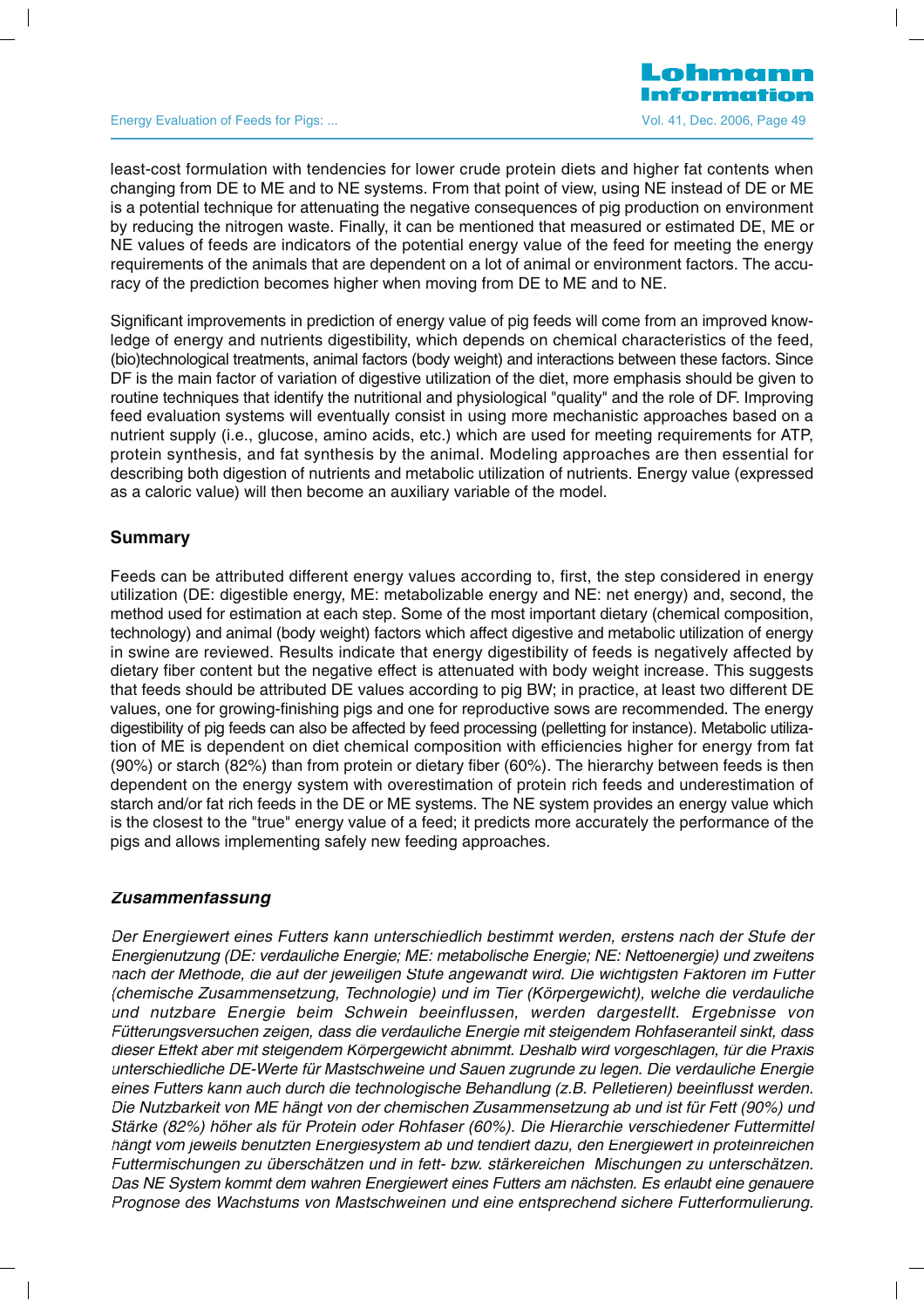least-cost formulation with tendencies for lower crude protein diets and higher fat contents when changing from DE to ME and to NE systems. From that point of view, using NE instead of DE or ME is a potential technique for attenuating the negative consequences of pig production on environment by reducing the nitrogen waste. Finally, it can be mentioned that measured or estimated DE, ME or NE values of feeds are indicators of the potential energy value of the feed for meeting the energy requirements of the animals that are dependent on a lot of animal or environment factors. The accuracy of the prediction becomes higher when moving from DE to ME and to NE.

Significant improvements in prediction of energy value of pig feeds will come from an improved knowledge of energy and nutrients digestibility, which depends on chemical characteristics of the feed, (bio)technological treatments, animal factors (body weight) and interactions between these factors. Since DF is the main factor of variation of digestive utilization of the diet, more emphasis should be given to routine techniques that identify the nutritional and physiological "quality" and the role of DF. Improving feed evaluation systems will eventually consist in using more mechanistic approaches based on a nutrient supply (i.e., glucose, amino acids, etc.) which are used for meeting requirements for ATP, protein synthesis, and fat synthesis by the animal. Modeling approaches are then essential for describing both digestion of nutrients and metabolic utilization of nutrients. Energy value (expressed as a caloric value) will then become an auxiliary variable of the model.

## Summary

Feeds can be attributed different energy values according to, first, the step considered in energy utilization (DE: digestible energy, ME: metabolizable energy and NE: net energy) and, second, the method used for estimation at each step. Some of the most important dietary (chemical composition, technology) and animal (body weight) factors which affect digestive and metabolic utilization of energy in swine are reviewed. Results indicate that energy digestibility of feeds is negatively affected by dietary fiber content but the negative effect is attenuated with body weight increase. This suggests that feeds should be attributed DE values according to pig BW; in practice, at least two different DE values, one for growing-finishing pigs and one for reproductive sows are recommended. The energy digestibility of pig feeds can also be affected by feed processing (pelletting for instance). Metabolic utilization of ME is dependent on diet chemical composition with efficiencies higher for energy from fat (90%) or starch (82%) than from protein or dietary fiber (60%). The hierarchy between feeds is then dependent on the energy system with overestimation of protein rich feeds and underestimation of starch and/or fat rich feeds in the DE or ME systems. The NE system provides an energy value which is the closest to the "true" energy value of a feed; it predicts more accurately the performance of the pigs and allows implementing safely new feeding approaches.

## *Zusammenfassung*

*Der Energiewert eines Futters kann unterschiedlich bestimmt werden, erstens nach der Stufe der Energienutzung (DE: verdauliche Energie; ME: metabolische Energie; NE: Nettoenergie) und zweitens nach der Methode, die auf der jeweiligen Stufe angewandt wird. Die wichtigsten Faktoren im Futter (chemische Zusammensetzung, Technologie) und im Tier (Körpergewicht), welche die verdauliche und nutzbare Energie beim Schwein beeinflussen, werden dargestellt. Ergebnisse von Fütterungsversuchen zeigen, dass die verdauliche Energie mit steigendem Rohfaseranteil sinkt, dass dieser Effekt aber mit steigendem Körpergewicht abnimmt. Deshalb wird vorgeschlagen, für die Praxis unterschiedliche DE-Werte für Mastschweine und Sauen zugrunde zu legen. Die verdauliche Energie eines Futters kann auch durch die technologische Behandlung (z.B. Pelletieren) beeinflusst werden. Die Nutzbarkeit von ME hängt von der chemischen Zusammensetzung ab und ist für Fett (90%) und Stärke (82%) höher als für Protein oder Rohfaser (60%). Die Hierarchie verschiedener Futtermittel hängt vom jeweils benutzten Energiesystem ab und tendiert dazu, den Energiewert in proteinreichen Futtermischungen zu überschätzen und in fett- bzw. stärkereichen Mischungen zu unterschätzen. Das NE System kommt dem wahren Energiewert eines Futters am nächsten. Es erlaubt eine genauere Prognose des Wachstums von Mastschweinen und eine entsprechend sichere Futterformulierung.*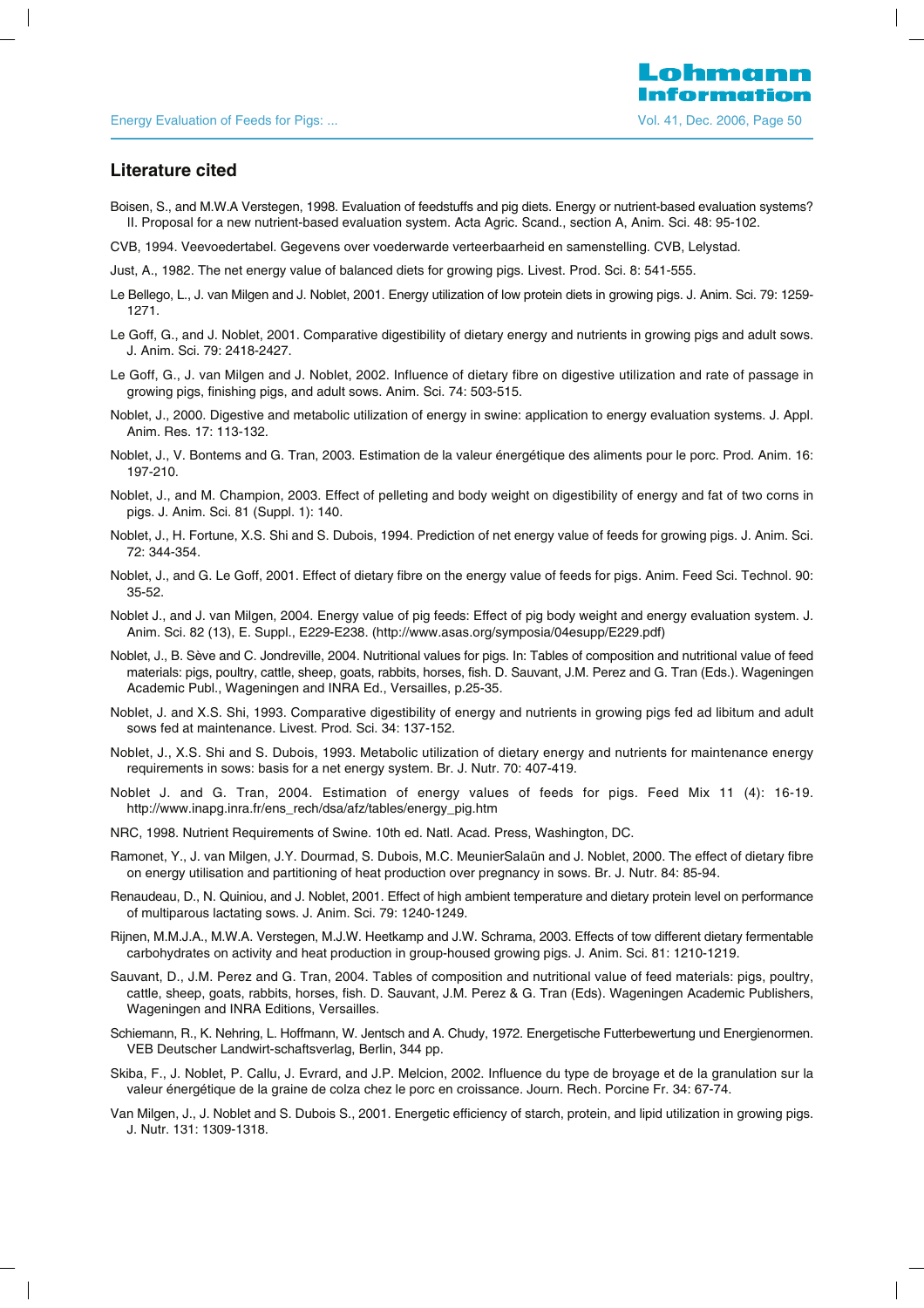## Literature cited

Boisen, S., and M.W.A Verstegen, 1998. Evaluation of feedstuffs and pig diets. Energy or nutrient-based evaluation systems? II. Proposal for a new nutrient-based evaluation system. Acta Agric. Scand., section A, Anim. Sci. 48: 95-102.

CVB, 1994. Veevoedertabel. Gegevens over voederwarde verteerbaarheid en samenstelling. CVB, Lelystad.

Just, A., 1982. The net energy value of balanced diets for growing pigs. Livest. Prod. Sci. 8: 541-555.

Le Bellego, L., J. van Milgen and J. Noblet, 2001. Energy utilization of low protein diets in growing pigs. J. Anim. Sci. 79: 1259-1271.

Le Goff, G., and J. Noblet, 2001. Comparative digestibility of dietary energy and nutrients in growing pigs and adult sows. J. Anim. Sci. 79: 2418-2427.

Le Goff, G., J. van Milgen and J. Noblet, 2002. Influence of dietary fibre on digestive utilization and rate of passage in growing pigs, finishing pigs, and adult sows. Anim. Sci. 74: 503-515.

Noblet, J., 2000. Digestive and metabolic utilization of energy in swine: application to energy evaluation systems. J. Appl. Anim. Res. 17: 113-132.

Noblet, J., V. Bontems and G. Tran, 2003. Estimation de la valeur énergétique des aliments pour le porc. Prod. Anim. 16: 197-210.

Noblet, J., and M. Champion, 2003. Effect of pelleting and body weight on digestibility of energy and fat of two corns in pigs. J. Anim. Sci. 81 (Suppl. 1): 140.

Noblet, J., H. Fortune, X.S. Shi and S. Dubois, 1994. Prediction of net energy value of feeds for growing pigs. J. Anim. Sci. 72: 344-354.

Noblet, J., and G. Le Goff, 2001. Effect of dietary fibre on the energy value of feeds for pigs. Anim. Feed Sci. Technol. 90: 35-52.

Noblet J., and J. van Milgen, 2004. Energy value of pig feeds: Effect of pig body weight and energy evaluation system. J. Anim. Sci. 82 (13), E. Suppl., E229-E238. (http://www.asas.org/symposia/04esupp/E229.pdf)

Noblet, J., B. Sève and C. Jondreville, 2004. Nutritional values for pigs. In: Tables of composition and nutritional value of feed materials: pigs, poultry, cattle, sheep, goats, rabbits, horses, fish. D. Sauvant, J.M. Perez and G. Tran (Eds.). Wageningen Academic Publ., Wageningen and INRA Ed., Versailles, p.25-35.

Noblet, J. and X.S. Shi, 1993. Comparative digestibility of energy and nutrients in growing pigs fed ad libitum and adult sows fed at maintenance. Livest. Prod. Sci. 34: 137-152.

Noblet, J., X.S. Shi and S. Dubois, 1993. Metabolic utilization of dietary energy and nutrients for maintenance energy requirements in sows: basis for a net energy system. Br. J. Nutr. 70: 407-419.

Noblet J. and G. Tran, 2004. Estimation of energy values of feeds for pigs. Feed Mix 11 (4): 16-19. http://www.inapg.inra.fr/ens_rech/dsa/afz/tables/energy_pig.htm

NRC, 1998. Nutrient Requirements of Swine. 10th ed. Natl. Acad. Press, Washington, DC.

Ramonet, Y., J. van Milgen, J.Y. Dourmad, S. Dubois, M.C. MeunierSalaün and J. Noblet, 2000. The effect of dietary fibre on energy utilisation and partitioning of heat production over pregnancy in sows. Br. J. Nutr. 84: 85-94.

Renaudeau, D., N. Quiniou, and J. Noblet, 2001. Effect of high ambient temperature and dietary protein level on performance of multiparous lactating sows. J. Anim. Sci. 79: 1240-1249.

Rijnen, M.M.J.A., M.W.A. Verstegen, M.J.W. Heetkamp and J.W. Schrama, 2003. Effects of tow different dietary fermentable carbohydrates on activity and heat production in group-housed growing pigs. J. Anim. Sci. 81: 1210-1219.

Sauvant, D., J.M. Perez and G. Tran, 2004. Tables of composition and nutritional value of feed materials: pigs, poultry, cattle, sheep, goats, rabbits, horses, fish. D. Sauvant, J.M. Perez & G. Tran (Eds). Wageningen Academic Publishers, Wageningen and INRA Editions, Versailles.

Schiemann, R., K. Nehring, L. Hoffmann, W. Jentsch and A. Chudy, 1972. Energetische Futterbewertung und Energienormen. VEB Deutscher Landwirt-schaftsverlag, Berlin, 344 pp.

Skiba, F., J. Noblet, P. Callu, J. Evrard, and J.P. Melcion, 2002. Influence du type de broyage et de la granulation sur la valeur énergétique de la graine de colza chez le porc en croissance. Journ. Rech. Porcine Fr. 34: 67-74.

Van Milgen, J., J. Noblet and S. Dubois S., 2001. Energetic efficiency of starch, protein, and lipid utilization in growing pigs. J. Nutr. 131: 1309-1318.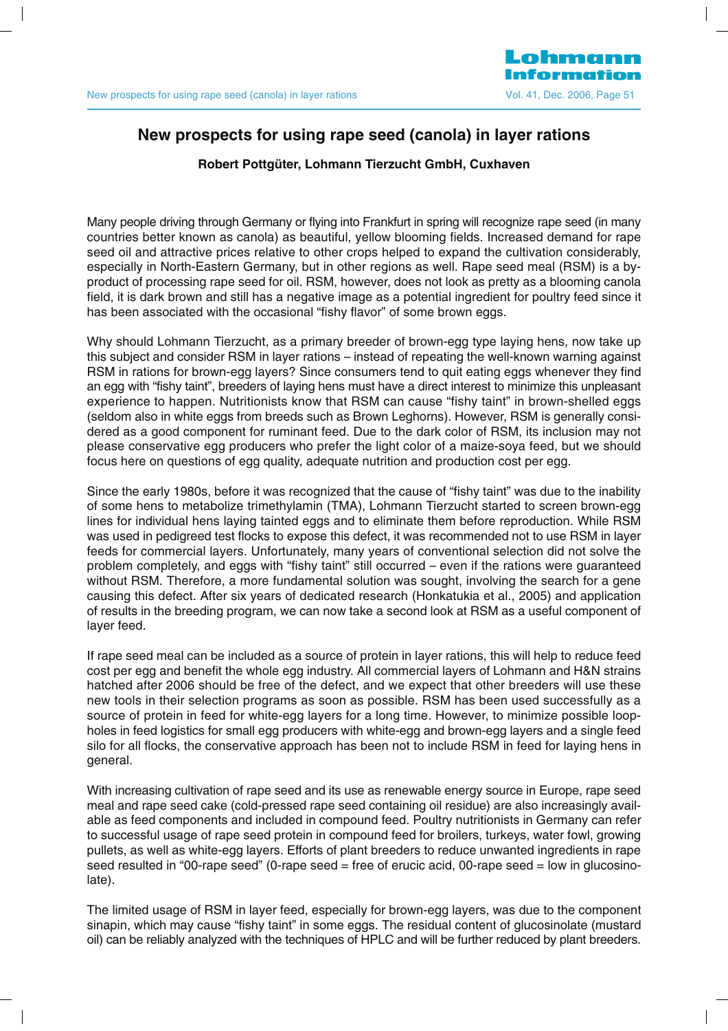# New prospects for using rape seed (canola) in layer rations

**Robert Pottgüter, Lohmann Tierzucht GmbH, Cuxhaven**

Many people driving through Germany or flying into Frankfurt in spring will recognize rape seed (in many countries better known as canola) as beautiful, yellow blooming fields. Increased demand for rape seed oil and attractive prices relative to other crops helped to expand the cultivation considerably, especially in North-Eastern Germany, but in other regions as well. Rape seed meal (RSM) is a by-product of processing rape seed for oil. RSM, however, does not look as pretty as a blooming canola field, it is dark brown and still has a negative image as a potential ingredient for poultry feed since it has been associated with the occasional "fishy flavor" of some brown eggs.

Why should Lohmann Tierzucht, as a primary breeder of brown-egg type laying hens, now take up this subject and consider RSM in layer rations – instead of repeating the well-known warning against RSM in rations for brown-egg layers? Since consumers tend to quit eating eggs whenever they find an egg with "fishy taint", breeders of laying hens must have a direct interest to minimize this unpleasant experience to happen. Nutritionists know that RSM can cause "fishy taint" in brown-shelled eggs (seldom also in white eggs from breeds such as Brown Leghorns). However, RSM is generally considered as a good component for ruminant feed. Due to the dark color of RSM, its inclusion may not please conservative egg producers who prefer the light color of a maize-soya feed, but we should focus here on questions of egg quality, adequate nutrition and production cost per egg.

Since the early 1980s, before it was recognized that the cause of "fishy taint" was due to the inability of some hens to metabolize trimethylamin (TMA), Lohmann Tierzucht started to screen brown-egg lines for individual hens laying tainted eggs and to eliminate them before reproduction. While RSM was used in pedigreed test flocks to expose this defect, it was recommended not to use RSM in layer feeds for commercial layers. Unfortunately, many years of conventional selection did not solve the problem completely, and eggs with "fishy taint" still occurred – even if the rations were guaranteed without RSM. Therefore, a more fundamental solution was sought, involving the search for a gene causing this defect. After six years of dedicated research (Honkatukia et al., 2005) and application of results in the breeding program, we can now take a second look at RSM as a useful component of layer feed.

If rape seed meal can be included as a source of protein in layer rations, this will help to reduce feed cost per egg and benefit the whole egg industry. All commercial layers of Lohmann and H&N strains hatched after 2006 should be free of the defect, and we expect that other breeders will use these new tools in their selection programs as soon as possible. RSM has been used successfully as a source of protein in feed for white-egg layers for a long time. However, to minimize possible loopholes in feed logistics for small egg producers with white-egg and brown-egg layers and a single feed silo for all flocks, the conservative approach has been not to include RSM in feed for laying hens in general.

With increasing cultivation of rape seed and its use as renewable energy source in Europe, rape seed meal and rape seed cake (cold-pressed rape seed containing oil residue) are also increasingly available as feed components and included in compound feed. Poultry nutritionists in Germany can refer to successful usage of rape seed protein in compound feed for broilers, turkeys, water fowl, growing pullets, as well as white-egg layers. Efforts of plant breeders to reduce unwanted ingredients in rape seed resulted in "00-rape seed" (0-rape seed = free of erucic acid, 00-rape seed = low in glucosinolate).

The limited usage of RSM in layer feed, especially for brown-egg layers, was due to the component sinapin, which may cause "fishy taint" in some eggs. The residual content of glucosinolate (mustard oil) can be reliably analyzed with the techniques of HPLC and will be further reduced by plant breeders.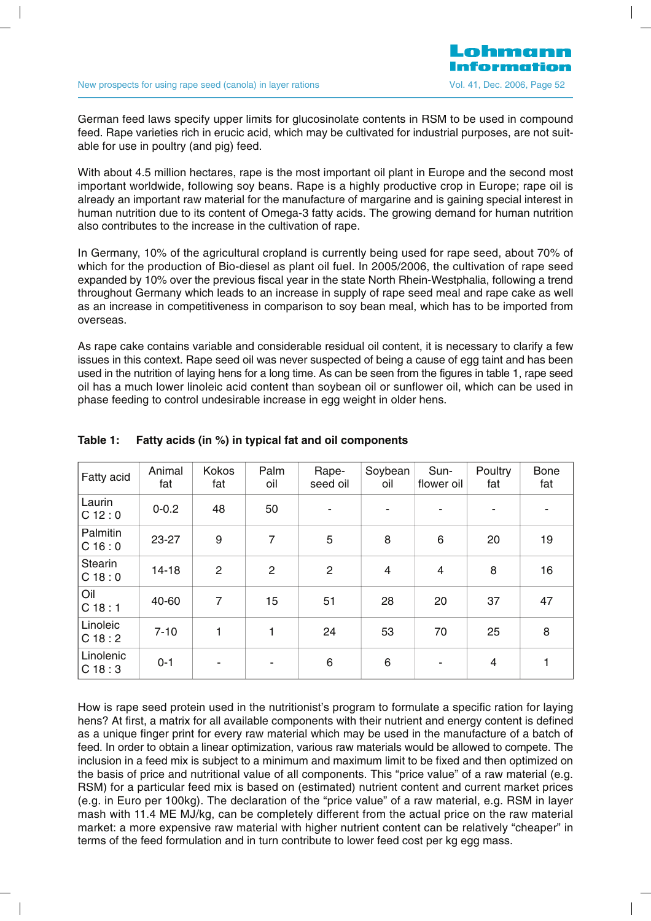German feed laws specify upper limits for glucosinolate contents in RSM to be used in compound feed. Rape varieties rich in erucic acid, which may be cultivated for industrial purposes, are not suitable for use in poultry (and pig) feed.

With about 4.5 million hectares, rape is the most important oil plant in Europe and the second most important worldwide, following soy beans. Rape is a highly productive crop in Europe; rape oil is already an important raw material for the manufacture of margarine and is gaining special interest in human nutrition due to its content of Omega-3 fatty acids. The growing demand for human nutrition also contributes to the increase in the cultivation of rape.

In Germany, 10% of the agricultural cropland is currently being used for rape seed, about 70% of which for the production of Bio-diesel as plant oil fuel. In 2005/2006, the cultivation of rape seed expanded by 10% over the previous fiscal year in the state North Rhein-Westphalia, following a trend throughout Germany which leads to an increase in supply of rape seed meal and rape cake as well as an increase in competitiveness in comparison to soy bean meal, which has to be imported from overseas.

As rape cake contains variable and considerable residual oil content, it is necessary to clarify a few issues in this context. Rape seed oil was never suspected of being a cause of egg taint and has been used in the nutrition of laying hens for a long time. As can be seen from the figures in table 1, rape seed oil has a much lower linoleic acid content than soybean oil or sunflower oil, which can be used in phase feeding to control undesirable increase in egg weight in older hens.

**Table 1: Fatty acids (in %) in typical fat and oil components**

| Fatty acid | Animal fat | Kokos fat | Palm oil | Rape-seed oil | Soybean oil | Sun-flower oil | Poultry fat | Bone fat |
|---|---|---|---|---|---|---|---|---|
| Laurin C 12 : 0 | 0-0.2 | 48 | 50 | - | - | - | - | - |
| Palmitin C 16 : 0 | 23-27 | 9 | 7 | 5 | 8 | 6 | 20 | 19 |
| Stearin C 18 : 0 | 14-18 | 2 | 2 | 2 | 4 | 4 | 8 | 16 |
| Oil C 18 : 1 | 40-60 | 7 | 15 | 51 | 28 | 20 | 37 | 47 |
| Linoleic C 18 : 2 | 7-10 | 1 | 1 | 24 | 53 | 70 | 25 | 8 |
| Linolenic C 18 : 3 | 0-1 | - | - | 6 | 6 | - | 4 | 1 |

How is rape seed protein used in the nutritionist's program to formulate a specific ration for laying hens? At first, a matrix for all available components with their nutrient and energy content is defined as a unique finger print for every raw material which may be used in the manufacture of a batch of feed. In order to obtain a linear optimization, various raw materials would be allowed to compete. The inclusion in a feed mix is subject to a minimum and maximum limit to be fixed and then optimized on the basis of price and nutritional value of all components. This "price value" of a raw material (e.g. RSM) for a particular feed mix is based on (estimated) nutrient content and current market prices (e.g. in Euro per 100kg). The declaration of the "price value" of a raw material, e.g. RSM in layer mash with 11.4 ME MJ/kg, can be completely different from the actual price on the raw material market: a more expensive raw material with higher nutrient content can be relatively "cheaper" in terms of the feed formulation and in turn contribute to lower feed cost per kg egg mass.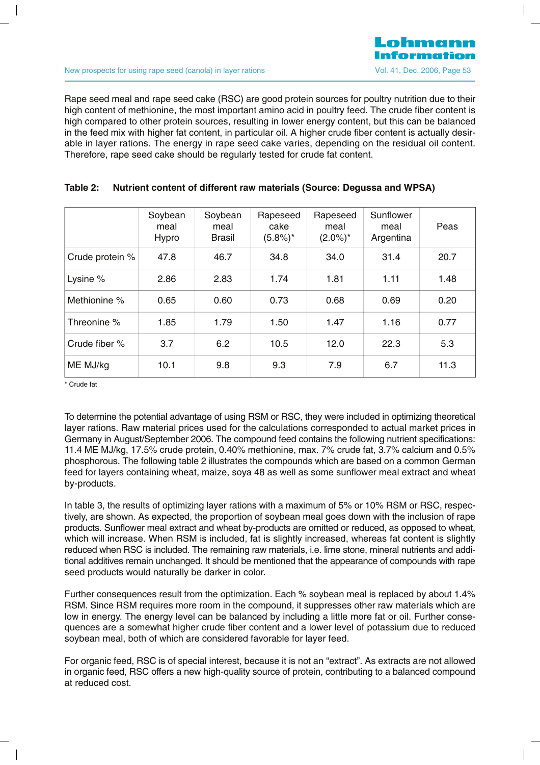Rape seed meal and rape seed cake (RSC) are good protein sources for poultry nutrition due to their high content of methionine, the most important amino acid in poultry feed. The crude fiber content is high compared to other protein sources, resulting in lower energy content, but this can be balanced in the feed mix with higher fat content, in particular oil. A higher crude fiber content is actually desirable in layer rations. The energy in rape seed cake varies, depending on the residual oil content. Therefore, rape seed cake should be regularly tested for crude fat content.

**Table 2: Nutrient content of different raw materials (Source: Degussa and WPSA)**

| | Soybean meal Hypro | Soybean meal Brasil | Rapeseed cake (5.8%)* | Rapeseed meal (2.0%)* | Sunflower meal Argentina | Peas |
|---|---|---|---|---|---|---|
| Crude protein % | 47.8 | 46.7 | 34.8 | 34.0 | 31.4 | 20.7 |
| Lysine % | 2.86 | 2.83 | 1.74 | 1.81 | 1.11 | 1.48 |
| Methionine % | 0.65 | 0.60 | 0.73 | 0.68 | 0.69 | 0.20 |
| Threonine % | 1.85 | 1.79 | 1.50 | 1.47 | 1.16 | 0.77 |
| Crude fiber % | 3.7 | 6.2 | 10.5 | 12.0 | 22.3 | 5.3 |
| ME MJ/kg | 10.1 | 9.8 | 9.3 | 7.9 | 6.7 | 11.3 |

\* Crude fat

To determine the potential advantage of using RSM or RSC, they were included in optimizing theoretical layer rations. Raw material prices used for the calculations corresponded to actual market prices in Germany in August/September 2006. The compound feed contains the following nutrient specifications: 11.4 ME MJ/kg, 17.5% crude protein, 0.40% methionine, max. 7% crude fat, 3.7% calcium and 0.5% phosphorous. The following table 2 illustrates the compounds which are based on a common German feed for layers containing wheat, maize, soya 48 as well as some sunflower meal extract and wheat by-products.

In table 3, the results of optimizing layer rations with a maximum of 5% or 10% RSM or RSC, respectively, are shown. As expected, the proportion of soybean meal goes down with the inclusion of rape products. Sunflower meal extract and wheat by-products are omitted or reduced, as opposed to wheat, which will increase. When RSM is included, fat is slightly increased, whereas fat content is slightly reduced when RSC is included. The remaining raw materials, i.e. lime stone, mineral nutrients and additional additives remain unchanged. It should be mentioned that the appearance of compounds with rape seed products would naturally be darker in color.

Further consequences result from the optimization. Each % soybean meal is replaced by about 1.4% RSM. Since RSM requires more room in the compound, it suppresses other raw materials which are low in energy. The energy level can be balanced by including a little more fat or oil. Further consequences are a somewhat higher crude fiber content and a lower level of potassium due to reduced soybean meal, both of which are considered favorable for layer feed.

For organic feed, RSC is of special interest, because it is not an "extract". As extracts are not allowed in organic feed, RSC offers a new high-quality source of protein, contributing to a balanced compound at reduced cost.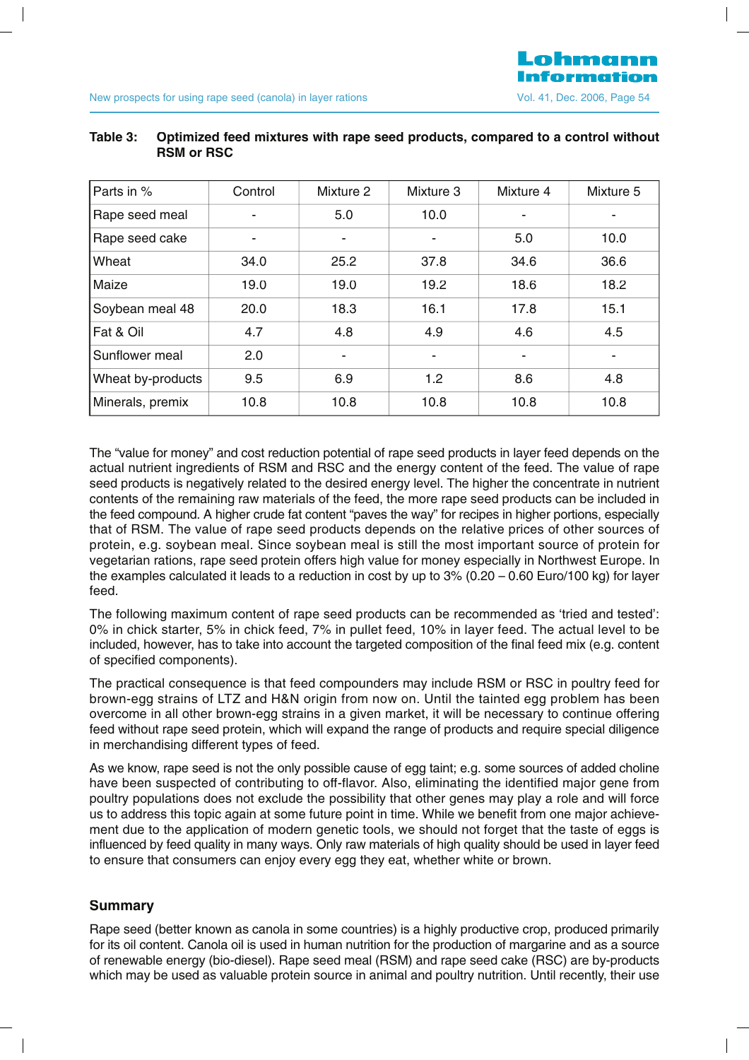**Table 3: Optimized feed mixtures with rape seed products, compared to a control without RSM or RSC**

| Parts in % | Control | Mixture 2 | Mixture 3 | Mixture 4 | Mixture 5 |
|---|---|---|---|---|---|
| Rape seed meal | - | 5.0 | 10.0 | - | - |
| Rape seed cake | - | - | - | 5.0 | 10.0 |
| Wheat | 34.0 | 25.2 | 37.8 | 34.6 | 36.6 |
| Maize | 19.0 | 19.0 | 19.2 | 18.6 | 18.2 |
| Soybean meal 48 | 20.0 | 18.3 | 16.1 | 17.8 | 15.1 |
| Fat & Oil | 4.7 | 4.8 | 4.9 | 4.6 | 4.5 |
| Sunflower meal | 2.0 | - | - | - | - |
| Wheat by-products | 9.5 | 6.9 | 1.2 | 8.6 | 4.8 |
| Minerals, premix | 10.8 | 10.8 | 10.8 | 10.8 | 10.8 |

The "value for money" and cost reduction potential of rape seed products in layer feed depends on the actual nutrient ingredients of RSM and RSC and the energy content of the feed. The value of rape seed products is negatively related to the desired energy level. The higher the concentrate in nutrient contents of the remaining raw materials of the feed, the more rape seed products can be included in the feed compound. A higher crude fat content "paves the way" for recipes in higher portions, especially that of RSM. The value of rape seed products depends on the relative prices of other sources of protein, e.g. soybean meal. Since soybean meal is still the most important source of protein for vegetarian rations, rape seed protein offers high value for money especially in Northwest Europe. In the examples calculated it leads to a reduction in cost by up to 3% (0.20 – 0.60 Euro/100 kg) for layer feed.

The following maximum content of rape seed products can be recommended as 'tried and tested': 0% in chick starter, 5% in chick feed, 7% in pullet feed, 10% in layer feed. The actual level to be included, however, has to take into account the targeted composition of the final feed mix (e.g. content of specified components).

The practical consequence is that feed compounders may include RSM or RSC in poultry feed for brown-egg strains of LTZ and H&N origin from now on. Until the tainted egg problem has been overcome in all other brown-egg strains in a given market, it will be necessary to continue offering feed without rape seed protein, which will expand the range of products and require special diligence in merchandising different types of feed.

As we know, rape seed is not the only possible cause of egg taint; e.g. some sources of added choline have been suspected of contributing to off-flavor. Also, eliminating the identified major gene from poultry populations does not exclude the possibility that other genes may play a role and will force us to address this topic again at some future point in time. While we benefit from one major achievement due to the application of modern genetic tools, we should not forget that the taste of eggs is influenced by feed quality in many ways. Only raw materials of high quality should be used in layer feed to ensure that consumers can enjoy every egg they eat, whether white or brown.

## Summary

Rape seed (better known as canola in some countries) is a highly productive crop, produced primarily for its oil content. Canola oil is used in human nutrition for the production of margarine and as a source of renewable energy (bio-diesel). Rape seed meal (RSM) and rape seed cake (RSC) are by-products which may be used as valuable protein source in animal and poultry nutrition. Until recently, their use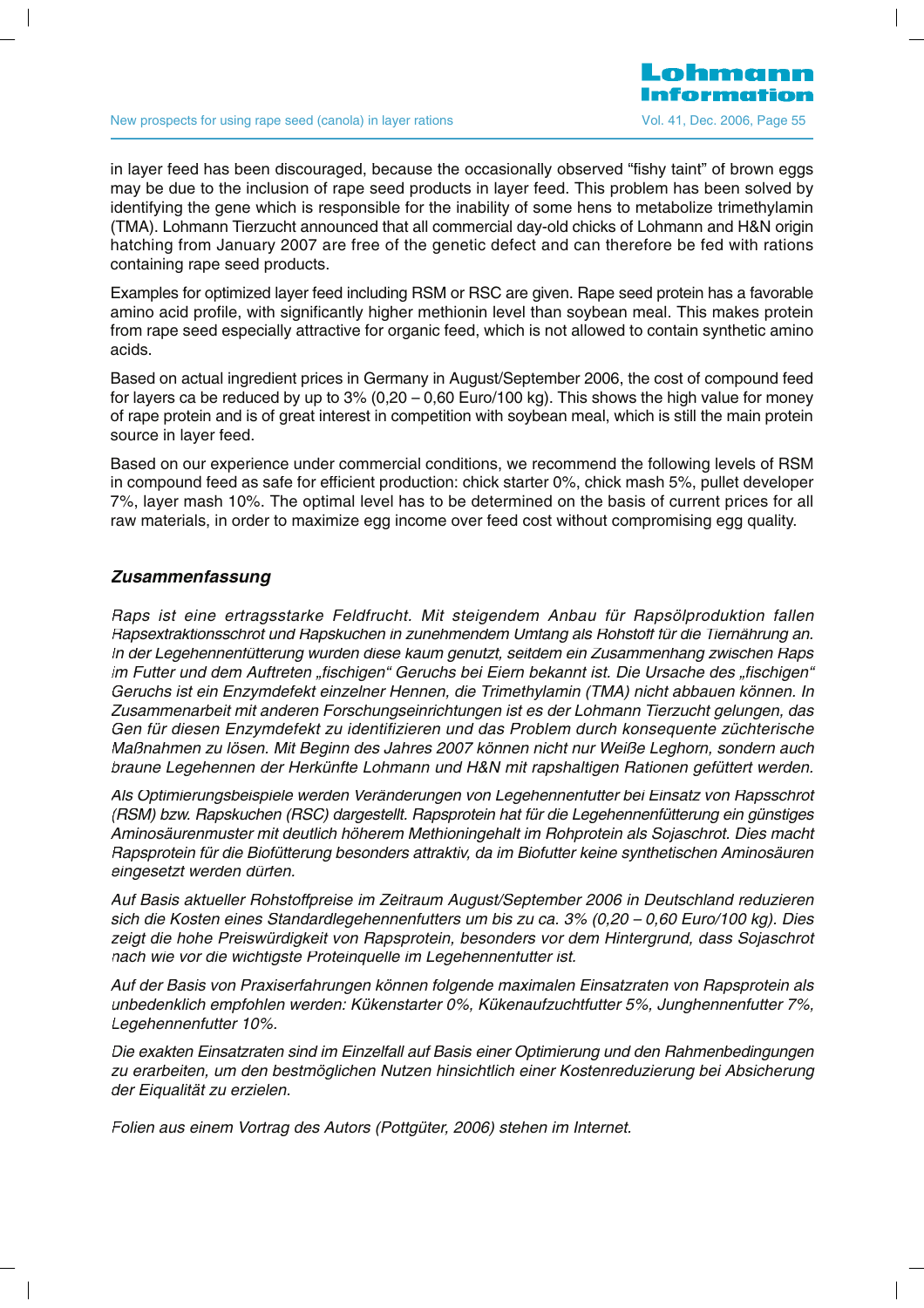in layer feed has been discouraged, because the occasionally observed "fishy taint" of brown eggs may be due to the inclusion of rape seed products in layer feed. This problem has been solved by identifying the gene which is responsible for the inability of some hens to metabolize trimethylamin (TMA). Lohmann Tierzucht announced that all commercial day-old chicks of Lohmann and H&N origin hatching from January 2007 are free of the genetic defect and can therefore be fed with rations containing rape seed products.

Examples for optimized layer feed including RSM or RSC are given. Rape seed protein has a favorable amino acid profile, with significantly higher methionin level than soybean meal. This makes protein from rape seed especially attractive for organic feed, which is not allowed to contain synthetic amino acids.

Based on actual ingredient prices in Germany in August/September 2006, the cost of compound feed for layers ca be reduced by up to 3% (0,20 – 0,60 Euro/100 kg). This shows the high value for money of rape protein and is of great interest in competition with soybean meal, which is still the main protein source in layer feed.

Based on our experience under commercial conditions, we recommend the following levels of RSM in compound feed as safe for efficient production: chick starter 0%, chick mash 5%, pullet developer 7%, layer mash 10%. The optimal level has to be determined on the basis of current prices for all raw materials, in order to maximize egg income over feed cost without compromising egg quality.

## *Zusammenfassung*

*Raps ist eine ertragsstarke Feldfrucht. Mit steigendem Anbau für Rapsölproduktion fallen Rapsextraktionsschrot und Rapskuchen in zunehmendem Umfang als Rohstoff für die Tierernährung an. In der Legehennenfütterung wurden diese kaum genutzt, seitdem ein Zusammenhang zwischen Raps im Futter und dem Auftreten „fischigen" Geruchs bei Eiern bekannt ist. Die Ursache des „fischigen" Geruchs ist ein Enzymdefekt einzelner Hennen, die Trimethylamin (TMA) nicht abbauen können. In Zusammenarbeit mit anderen Forschungseinrichtungen ist es der Lohmann Tierzucht gelungen, das Gen für diesen Enzymdefekt zu identifizieren und das Problem durch konsequente züchterische Maßnahmen zu lösen. Mit Beginn des Jahres 2007 können nicht nur Weiße Leghorn, sondern auch braune Legehennen der Herkünfte Lohmann und H&N mit rapshaltigen Rationen gefüttert werden.*

*Als Optimierungsbeispiele werden Veränderungen von Legehennenfutter bei Einsatz von Rapsschrot (RSM) bzw. Rapskuchen (RSC) dargestellt. Rapsprotein hat für die Legehennenfütterung ein günstiges Aminosäurenmuster mit deutlich höherem Methioningehalt im Rohprotein als Sojaschrot. Dies macht Rapsprotein für die Biofütterung besonders attraktiv, da im Biofutter keine synthetischen Aminosäuren eingesetzt werden dürfen.*

*Auf Basis aktueller Rohstoffpreise im Zeitraum August/September 2006 in Deutschland reduzieren sich die Kosten eines Standardlegehennenfutters um bis zu ca. 3% (0,20 – 0,60 Euro/100 kg). Dies zeigt die hohe Preiswürdigkeit von Rapsprotein, besonders vor dem Hintergrund, dass Sojaschrot nach wie vor die wichtigste Proteinquelle im Legehennenfutter ist.*

*Auf der Basis von Praxiserfahrungen können folgende maximalen Einsatzraten von Rapsprotein als unbedenklich empfohlen werden: Kükenstarter 0%, Kükenaufzuchtfutter 5%, Junghennenfutter 7%, Legehennenfutter 10%.*

*Die exakten Einsatzraten sind im Einzelfall auf Basis einer Optimierung und den Rahmenbedingungen zu erarbeiten, um den bestmöglichen Nutzen hinsichtlich einer Kostenreduzierung bei Absicherung der Eiqualität zu erzielen.*

*Folien aus einem Vortrag des Autors (Pottgüter, 2006) stehen im Internet.*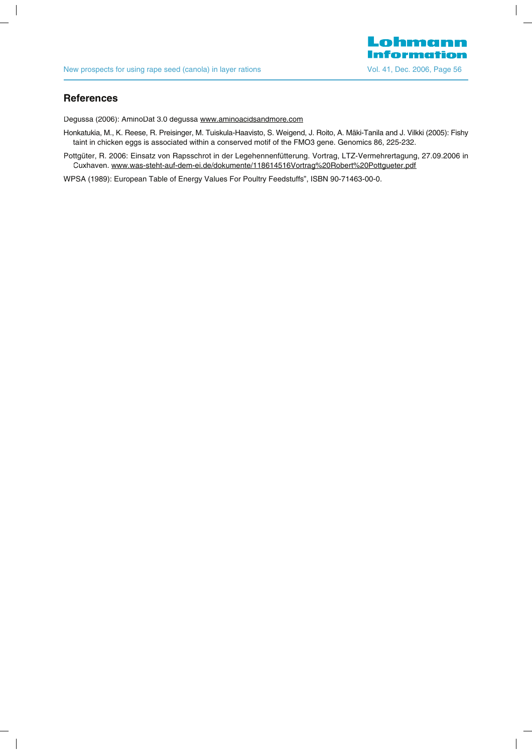## References

Degussa (2006): AminoDat 3.0 degussa www.aminoacidsandmore.com

Honkatukia, M., K. Reese, R. Preisinger, M. Tuiskula-Haavisto, S. Weigend, J. Roito, A. Mäki-Tanila and J. Vilkki (2005): Fishy taint in chicken eggs is associated within a conserved motif of the FMO3 gene. Genomics 86, 225-232.

Pottgüter, R. 2006: Einsatz von Rapsschrot in der Legehennenfütterung. Vortrag, LTZ-Vermehrertagung, 27.09.2006 in Cuxhaven. www.was-steht-auf-dem-ei.de/dokumente/118614516Vortrag%20Robert%20Pottgueter.pdf

WPSA (1989): European Table of Energy Values For Poultry Feedstuffs", ISBN 90-71463-00-0.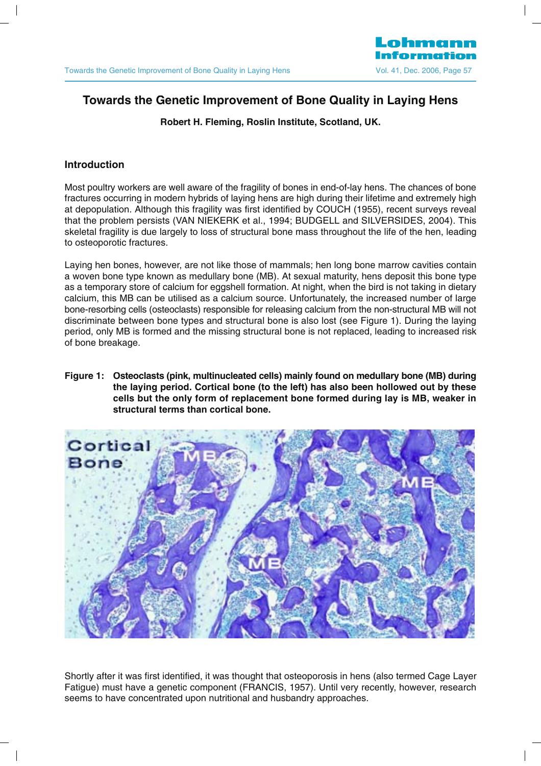# Towards the Genetic Improvement of Bone Quality in Laying Hens

**Robert H. Fleming, Roslin Institute, Scotland, UK.**

## Introduction

Most poultry workers are well aware of the fragility of bones in end-of-lay hens. The chances of bone fractures occurring in modern hybrids of laying hens are high during their lifetime and extremely high at depopulation. Although this fragility was first identified by COUCH (1955), recent surveys reveal that the problem persists (VAN NIEKERK et al., 1994; BUDGELL and SILVERSIDES, 2004). This skeletal fragility is due largely to loss of structural bone mass throughout the life of the hen, leading to osteoporotic fractures.

Laying hen bones, however, are not like those of mammals; hen long bone marrow cavities contain a woven bone type known as medullary bone (MB). At sexual maturity, hens deposit this bone type as a temporary store of calcium for eggshell formation. At night, when the bird is not taking in dietary calcium, this MB can be utilised as a calcium source. Unfortunately, the increased number of large bone-resorbing cells (osteoclasts) responsible for releasing calcium from the non-structural MB will not discriminate between bone types and structural bone is also lost (see Figure 1). During the laying period, only MB is formed and the missing structural bone is not replaced, leading to increased risk of bone breakage.

**Figure 1: Osteoclasts (pink, multinucleated cells) mainly found on medullary bone (MB) during the laying period. Cortical bone (to the left) has also been hollowed out by these cells but the only form of replacement bone formed during lay is MB, weaker in structural terms than cortical bone.**

Shortly after it was first identified, it was thought that osteoporosis in hens (also termed Cage Layer Fatigue) must have a genetic component (FRANCIS, 1957). Until very recently, however, research seems to have concentrated upon nutritional and husbandry approaches.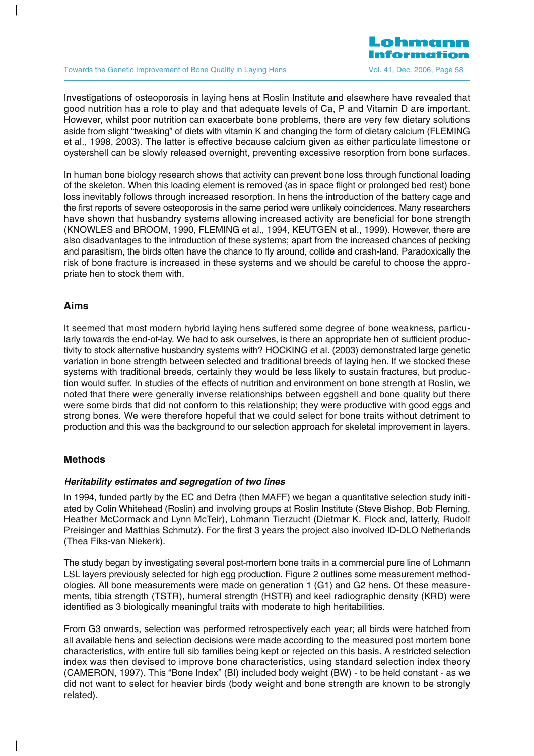Investigations of osteoporosis in laying hens at Roslin Institute and elsewhere have revealed that good nutrition has a role to play and that adequate levels of Ca, P and Vitamin D are important. However, whilst poor nutrition can exacerbate bone problems, there are very few dietary solutions aside from slight "tweaking" of diets with vitamin K and changing the form of dietary calcium (FLEMING et al., 1998, 2003). The latter is effective because calcium given as either particulate limestone or oystershell can be slowly released overnight, preventing excessive resorption from bone surfaces.

In human bone biology research shows that activity can prevent bone loss through functional loading of the skeleton. When this loading element is removed (as in space flight or prolonged bed rest) bone loss inevitably follows through increased resorption. In hens the introduction of the battery cage and the first reports of severe osteoporosis in the same period were unlikely coincidences. Many researchers have shown that husbandry systems allowing increased activity are beneficial for bone strength (KNOWLES and BROOM, 1990, FLEMING et al., 1994, KEUTGEN et al., 1999). However, there are also disadvantages to the introduction of these systems; apart from the increased chances of pecking and parasitism, the birds often have the chance to fly around, collide and crash-land. Paradoxically the risk of bone fracture is increased in these systems and we should be careful to choose the appropriate hen to stock them with.

## Aims

It seemed that most modern hybrid laying hens suffered some degree of bone weakness, particularly towards the end-of-lay. We had to ask ourselves, is there an appropriate hen of sufficient productivity to stock alternative husbandry systems with? HOCKING et al. (2003) demonstrated large genetic variation in bone strength between selected and traditional breeds of laying hen. If we stocked these systems with traditional breeds, certainly they would be less likely to sustain fractures, but production would suffer. In studies of the effects of nutrition and environment on bone strength at Roslin, we noted that there were generally inverse relationships between eggshell and bone quality but there were some birds that did not conform to this relationship; they were productive with good eggs and strong bones. We were therefore hopeful that we could select for bone traits without detriment to production and this was the background to our selection approach for skeletal improvement in layers.

## Methods

### *Heritability estimates and segregation of two lines*

In 1994, funded partly by the EC and Defra (then MAFF) we began a quantitative selection study initiated by Colin Whitehead (Roslin) and involving groups at Roslin Institute (Steve Bishop, Bob Fleming, Heather McCormack and Lynn McTeir), Lohmann Tierzucht (Dietmar K. Flock and, latterly, Rudolf Preisinger and Matthias Schmutz). For the first 3 years the project also involved ID-DLO Netherlands (Thea Fiks-van Niekerk).

The study began by investigating several post-mortem bone traits in a commercial pure line of Lohmann LSL layers previously selected for high egg production. Figure 2 outlines some measurement methodologies. All bone measurements were made on generation 1 (G1) and G2 hens. Of these measurements, tibia strength (TSTR), humeral strength (HSTR) and keel radiographic density (KRD) were identified as 3 biologically meaningful traits with moderate to high heritabilities.

From G3 onwards, selection was performed retrospectively each year; all birds were hatched from all available hens and selection decisions were made according to the measured post mortem bone characteristics, with entire full sib families being kept or rejected on this basis. A restricted selection index was then devised to improve bone characteristics, using standard selection index theory (CAMERON, 1997). This "Bone Index" (BI) included body weight (BW) - to be held constant - as we did not want to select for heavier birds (body weight and bone strength are known to be strongly related).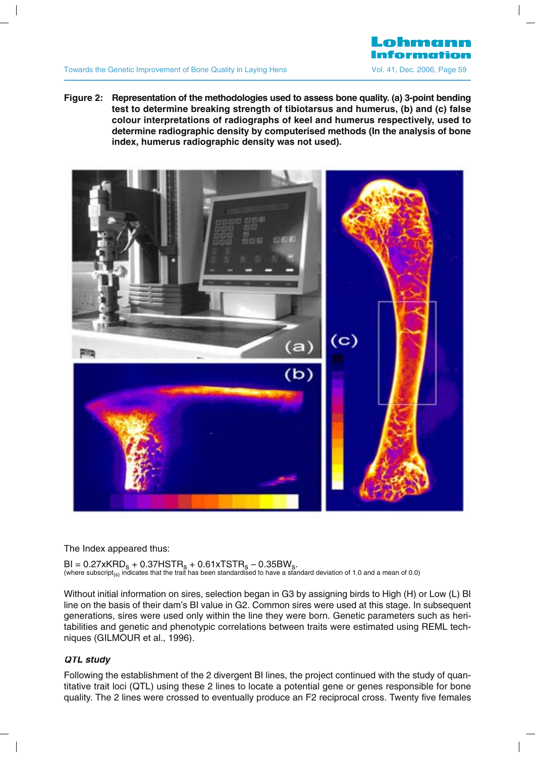**Figure 2: Representation of the methodologies used to assess bone quality. (a) 3-point bending test to determine breaking strength of tibiotarsus and humerus, (b) and (c) false colour interpretations of radiographs of keel and humerus respectively, used to determine radiographic density by computerised methods (In the analysis of bone index, humerus radiographic density was not used).**

The Index appeared thus:

$BI = 0.27xKRD_s + 0.37HSTR_s + 0.61xTSTR_s - 0.35BW_s$.

(where subscript$_{(s)}$ indicates that the trait has been standardised to have a standard deviation of 1.0 and a mean of 0.0)

Without initial information on sires, selection began in G3 by assigning birds to High (H) or Low (L) BI line on the basis of their dam's BI value in G2. Common sires were used at this stage. In subsequent generations, sires were used only within the line they were born. Genetic parameters such as heritabilities and genetic and phenotypic correlations between traits were estimated using REML techniques (GILMOUR et al., 1996).

### *QTL study*

Following the establishment of the 2 divergent BI lines, the project continued with the study of quantitative trait loci (QTL) using these 2 lines to locate a potential gene or genes responsible for bone quality. The 2 lines were crossed to eventually produce an F2 reciprocal cross. Twenty five females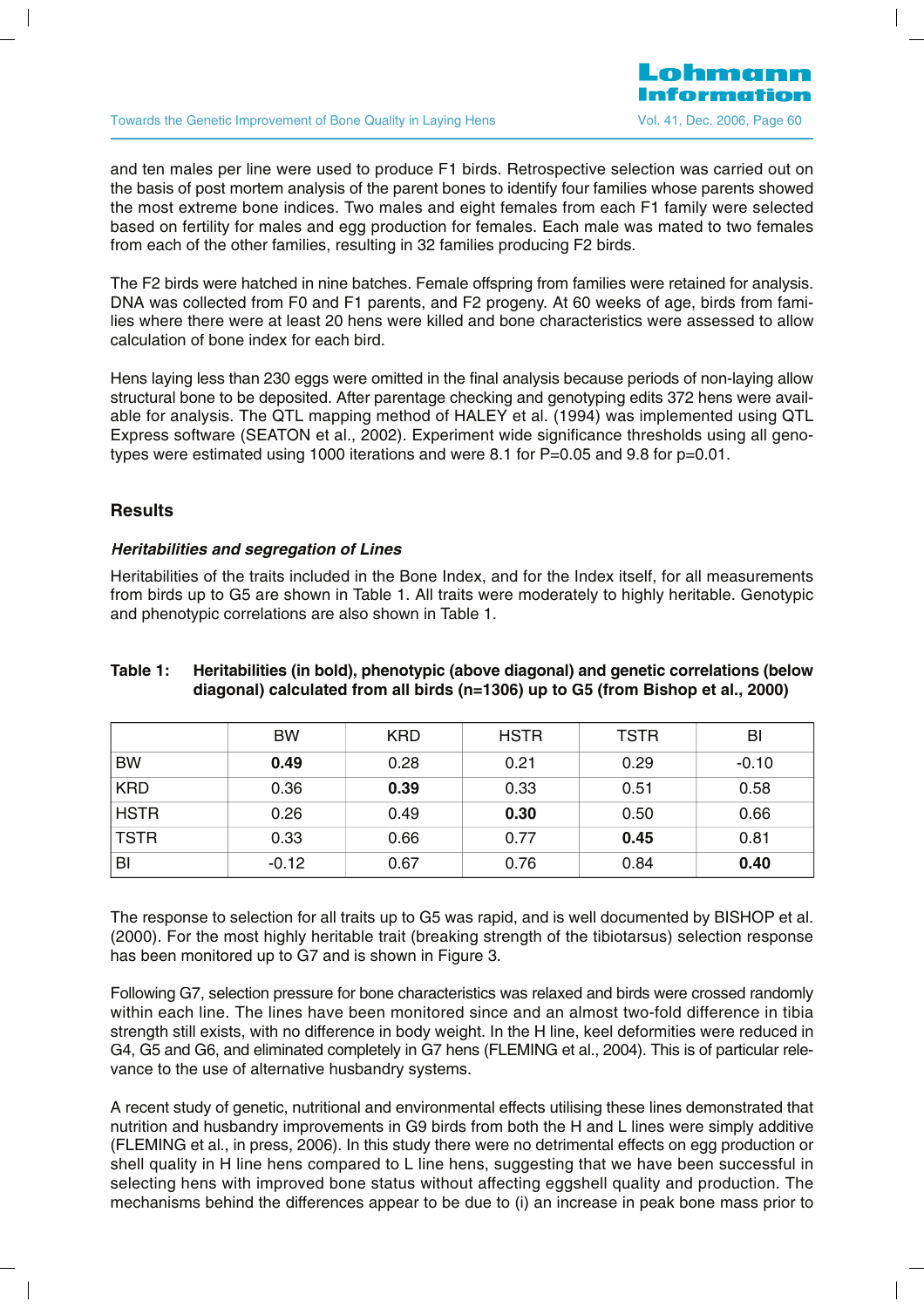and ten males per line were used to produce F1 birds. Retrospective selection was carried out on the basis of post mortem analysis of the parent bones to identify four families whose parents showed the most extreme bone indices. Two males and eight females from each F1 family were selected based on fertility for males and egg production for females. Each male was mated to two females from each of the other families, resulting in 32 families producing F2 birds.

The F2 birds were hatched in nine batches. Female offspring from families were retained for analysis. DNA was collected from F0 and F1 parents, and F2 progeny. At 60 weeks of age, birds from families where there were at least 20 hens were killed and bone characteristics were assessed to allow calculation of bone index for each bird.

Hens laying less than 230 eggs were omitted in the final analysis because periods of non-laying allow structural bone to be deposited. After parentage checking and genotyping edits 372 hens were available for analysis. The QTL mapping method of HALEY et al. (1994) was implemented using QTL Express software (SEATON et al., 2002). Experiment wide significance thresholds using all genotypes were estimated using 1000 iterations and were 8.1 for P=0.05 and 9.8 for p=0.01.

## Results

### *Heritabilities and segregation of Lines*

Heritabilities of the traits included in the Bone Index, and for the Index itself, for all measurements from birds up to G5 are shown in Table 1. All traits were moderately to highly heritable. Genotypic and phenotypic correlations are also shown in Table 1.

**Table 1: Heritabilities (in bold), phenotypic (above diagonal) and genetic correlations (below diagonal) calculated from all birds (n=1306) up to G5 (from Bishop et al., 2000)**

| | BW | KRD | HSTR | TSTR | BI |
|---|---|---|---|---|---|
| BW | **0.49** | 0.28 | 0.21 | 0.29 | -0.10 |
| KRD | 0.36 | **0.39** | 0.33 | 0.51 | 0.58 |
| HSTR | 0.26 | 0.49 | **0.30** | 0.50 | 0.66 |
| TSTR | 0.33 | 0.66 | 0.77 | **0.45** | 0.81 |
| BI | -0.12 | 0.67 | 0.76 | 0.84 | **0.40** |

The response to selection for all traits up to G5 was rapid, and is well documented by BISHOP et al. (2000). For the most highly heritable trait (breaking strength of the tibiotarsus) selection response has been monitored up to G7 and is shown in Figure 3.

Following G7, selection pressure for bone characteristics was relaxed and birds were crossed randomly within each line. The lines have been monitored since and an almost two-fold difference in tibia strength still exists, with no difference in body weight. In the H line, keel deformities were reduced in G4, G5 and G6, and eliminated completely in G7 hens (FLEMING et al., 2004). This is of particular relevance to the use of alternative husbandry systems.

A recent study of genetic, nutritional and environmental effects utilising these lines demonstrated that nutrition and husbandry improvements in G9 birds from both the H and L lines were simply additive (FLEMING et al., in press, 2006). In this study there were no detrimental effects on egg production or shell quality in H line hens compared to L line hens, suggesting that we have been successful in selecting hens with improved bone status without affecting eggshell quality and production. The mechanisms behind the differences appear to be due to (i) an increase in peak bone mass prior to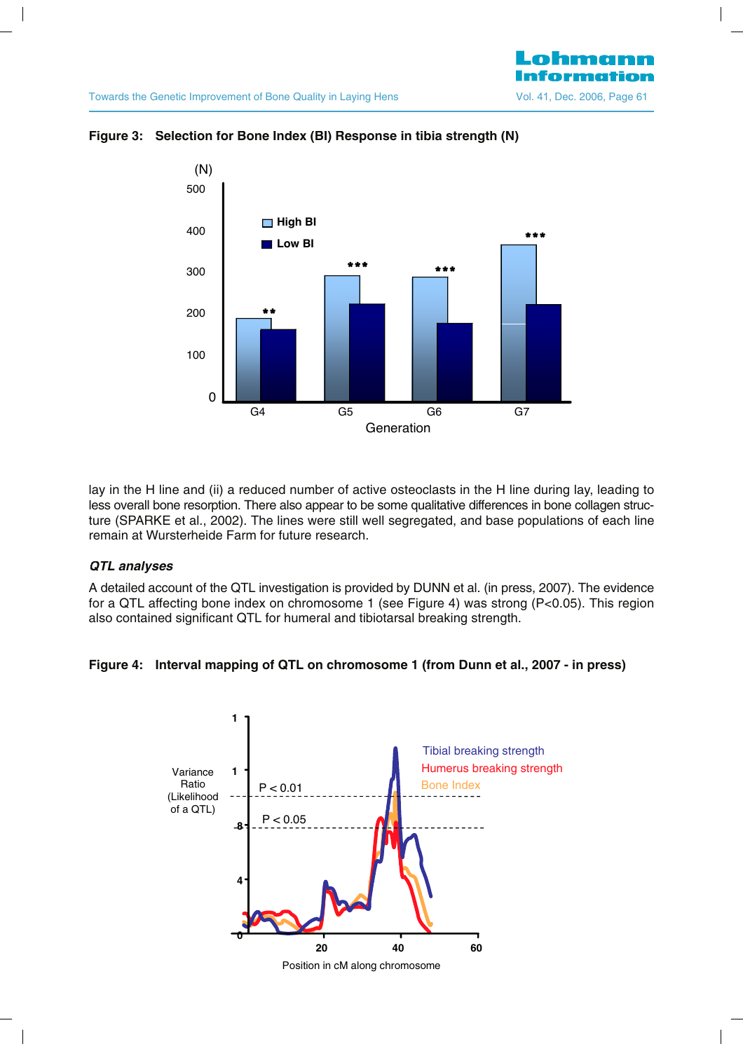**Figure 3: Selection for Bone Index (BI) Response in tibia strength (N)**

**Figure 4: Interval mapping of QTL on chromosome 1 (from Dunn et al., 2007 - in press)**

lay in the H line and (ii) a reduced number of active osteoclasts in the H line during lay, leading to less overall bone resorption. There also appear to be some qualitative differences in bone collagen structure (SPARKE et al., 2002). The lines were still well segregated, and base populations of each line remain at Wursterheide Farm for future research.

### *QTL analyses*

A detailed account of the QTL investigation is provided by DUNN et al. (in press, 2007). The evidence for a QTL affecting bone index on chromosome 1 (see Figure 4) was strong ($P<0.05$). This region also contained significant QTL for humeral and tibiotarsal breaking strength.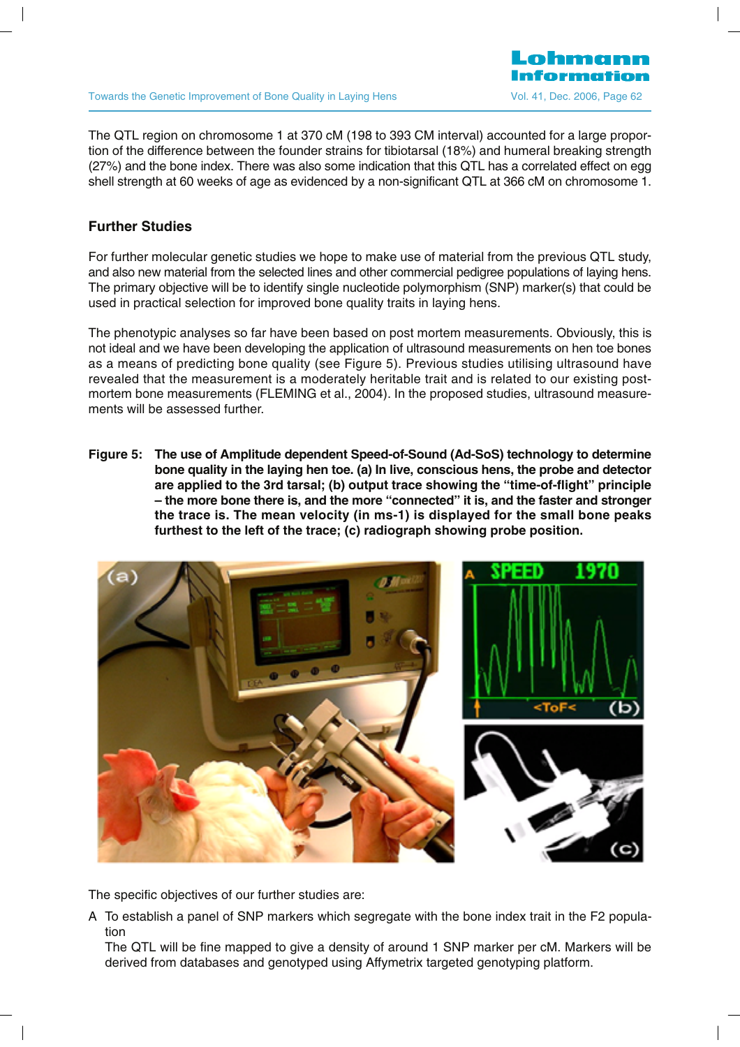The QTL region on chromosome 1 at 370 cM (198 to 393 CM interval) accounted for a large proportion of the difference between the founder strains for tibiotarsal (18%) and humeral breaking strength (27%) and the bone index. There was also some indication that this QTL has a correlated effect on egg shell strength at 60 weeks of age as evidenced by a non-significant QTL at 366 cM on chromosome 1.

## Further Studies

For further molecular genetic studies we hope to make use of material from the previous QTL study, and also new material from the selected lines and other commercial pedigree populations of laying hens. The primary objective will be to identify single nucleotide polymorphism (SNP) marker(s) that could be used in practical selection for improved bone quality traits in laying hens.

The phenotypic analyses so far have been based on post mortem measurements. Obviously, this is not ideal and we have been developing the application of ultrasound measurements on hen toe bones as a means of predicting bone quality (see Figure 5). Previous studies utilising ultrasound have revealed that the measurement is a moderately heritable trait and is related to our existing post-mortem bone measurements (FLEMING et al., 2004). In the proposed studies, ultrasound measurements will be assessed further.

**Figure 5: The use of Amplitude dependent Speed-of-Sound (Ad-SoS) technology to determine bone quality in the laying hen toe. (a) In live, conscious hens, the probe and detector are applied to the 3rd tarsal; (b) output trace showing the "time-of-flight" principle – the more bone there is, and the more "connected" it is, and the faster and stronger the trace is. The mean velocity (in ms-1) is displayed for the small bone peaks furthest to the left of the trace; (c) radiograph showing probe position.**

The specific objectives of our further studies are:

A To establish a panel of SNP markers which segregate with the bone index trait in the F2 population

The QTL will be fine mapped to give a density of around 1 SNP marker per cM. Markers will be derived from databases and genotyped using Affymetrix targeted genotyping platform.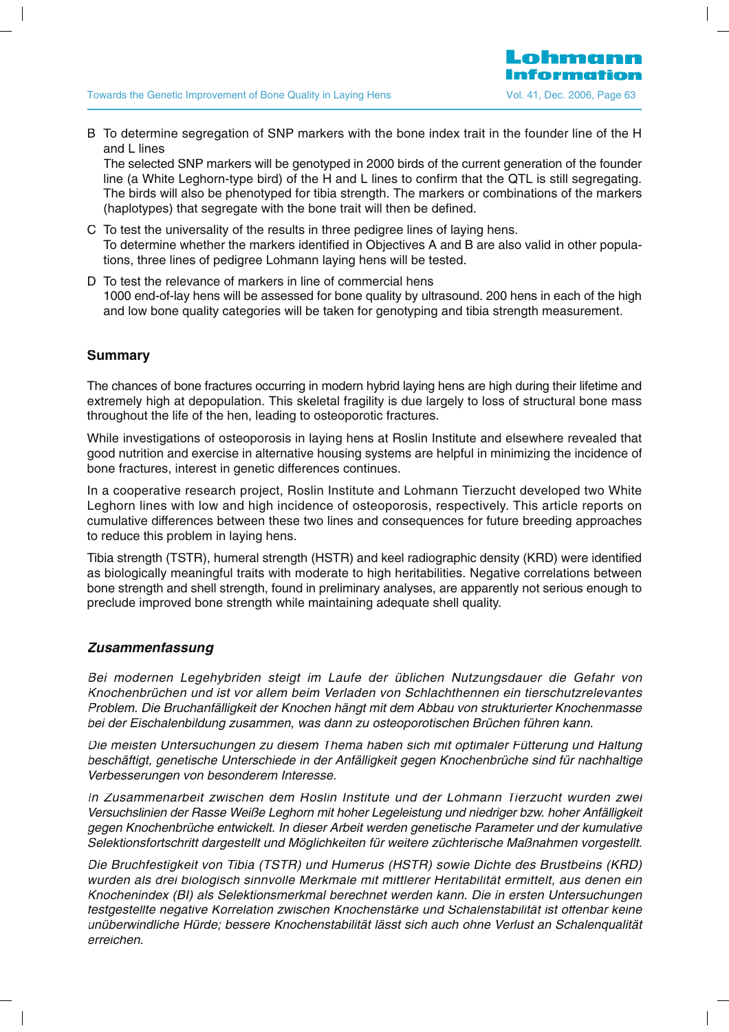B To determine segregation of SNP markers with the bone index trait in the founder line of the H and L lines
The selected SNP markers will be genotyped in 2000 birds of the current generation of the founder line (a White Leghorn-type bird) of the H and L lines to confirm that the QTL is still segregating. The birds will also be phenotyped for tibia strength. The markers or combinations of the markers (haplotypes) that segregate with the bone trait will then be defined.

C To test the universality of the results in three pedigree lines of laying hens.
To determine whether the markers identified in Objectives A and B are also valid in other populations, three lines of pedigree Lohmann laying hens will be tested.

D To test the relevance of markers in line of commercial hens
1000 end-of-lay hens will be assessed for bone quality by ultrasound. 200 hens in each of the high and low bone quality categories will be taken for genotyping and tibia strength measurement.

## Summary

The chances of bone fractures occurring in modern hybrid laying hens are high during their lifetime and extremely high at depopulation. This skeletal fragility is due largely to loss of structural bone mass throughout the life of the hen, leading to osteoporotic fractures.

While investigations of osteoporosis in laying hens at Roslin Institute and elsewhere revealed that good nutrition and exercise in alternative housing systems are helpful in minimizing the incidence of bone fractures, interest in genetic differences continues.

In a cooperative research project, Roslin Institute and Lohmann Tierzucht developed two White Leghorn lines with low and high incidence of osteoporosis, respectively. This article reports on cumulative differences between these two lines and consequences for future breeding approaches to reduce this problem in laying hens.

Tibia strength (TSTR), humeral strength (HSTR) and keel radiographic density (KRD) were identified as biologically meaningful traits with moderate to high heritabilities. Negative correlations between bone strength and shell strength, found in preliminary analyses, are apparently not serious enough to preclude improved bone strength while maintaining adequate shell quality.

## *Zusammenfassung*

*Bei modernen Legehybriden steigt im Laufe der üblichen Nutzungsdauer die Gefahr von Knochenbrüchen und ist vor allem beim Verladen von Schlachthennen ein tierschutzrelevantes Problem. Die Bruchanfälligkeit der Knochen hängt mit dem Abbau von strukturierter Knochenmasse bei der Eischalenbildung zusammen, was dann zu osteoporotischen Brüchen führen kann.*

*Die meisten Untersuchungen zu diesem Thema haben sich mit optimaler Fütterung und Haltung beschäftigt, genetische Unterschiede in der Anfälligkeit gegen Knochenbrüche sind für nachhaltige Verbesserungen von besonderem Interesse.*

*In Zusammenarbeit zwischen dem Roslin Institute und der Lohmann Tierzucht wurden zwei Versuchslinien der Rasse Weiße Leghorn mit hoher Legeleistung und niedriger bzw. hoher Anfälligkeit gegen Knochenbrüche entwickelt. In dieser Arbeit werden genetische Parameter und der kumulative Selektionsfortschritt dargestellt und Möglichkeiten für weitere züchterische Maßnahmen vorgestellt.*

*Die Bruchfestigkeit von Tibia (TSTR) und Humerus (HSTR) sowie Dichte des Brustbeins (KRD) wurden als drei biologisch sinnvolle Merkmale mit mittlerer Heritabilität ermittelt, aus denen ein Knochenindex (BI) als Selektionsmerkmal berechnet werden kann. Die in ersten Untersuchungen festgestellte negative Korrelation zwischen Knochenstärke und Schalenstabilität ist offenbar keine unüberwindliche Hürde; bessere Knochenstabilität lässt sich auch ohne Verlust an Schalenqualität erreichen.*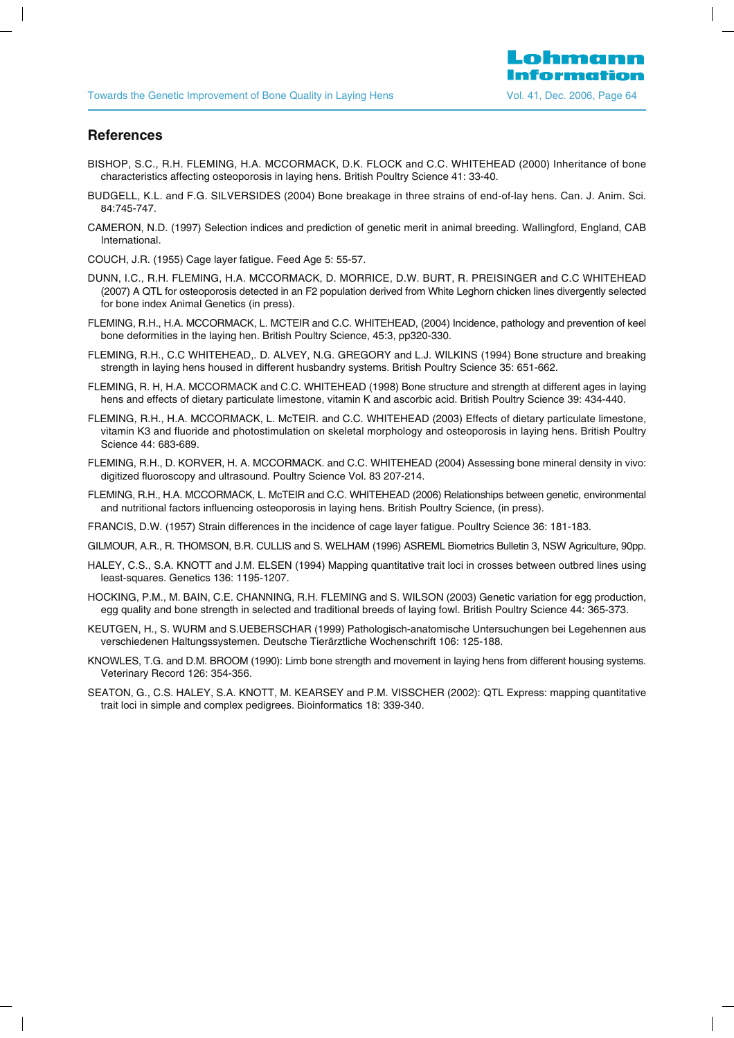## References

BISHOP, S.C., R.H. FLEMING, H.A. MCCORMACK, D.K. FLOCK and C.C. WHITEHEAD (2000) Inheritance of bone characteristics affecting osteoporosis in laying hens. British Poultry Science 41: 33-40.

BUDGELL, K.L. and F.G. SILVERSIDES (2004) Bone breakage in three strains of end-of-lay hens. Can. J. Anim. Sci. 84:745-747.

CAMERON, N.D. (1997) Selection indices and prediction of genetic merit in animal breeding. Wallingford, England, CAB International.

COUCH, J.R. (1955) Cage layer fatigue. Feed Age 5: 55-57.

DUNN, I.C., R.H. FLEMING, H.A. MCCORMACK, D. MORRICE, D.W. BURT, R. PREISINGER and C.C WHITEHEAD (2007) A QTL for osteoporosis detected in an F2 population derived from White Leghorn chicken lines divergently selected for bone index Animal Genetics (in press).

FLEMING, R.H., H.A. MCCORMACK, L. MCTEIR and C.C. WHITEHEAD, (2004) Incidence, pathology and prevention of keel bone deformities in the laying hen. British Poultry Science, 45:3, pp320-330.

FLEMING, R.H., C.C WHITEHEAD,. D. ALVEY, N.G. GREGORY and L.J. WILKINS (1994) Bone structure and breaking strength in laying hens housed in different husbandry systems. British Poultry Science 35: 651-662.

FLEMING, R. H, H.A. MCCORMACK and C.C. WHITEHEAD (1998) Bone structure and strength at different ages in laying hens and effects of dietary particulate limestone, vitamin K and ascorbic acid. British Poultry Science 39: 434-440.

FLEMING, R.H., H.A. MCCORMACK, L. McTEIR. and C.C. WHITEHEAD (2003) Effects of dietary particulate limestone, vitamin K3 and fluoride and photostimulation on skeletal morphology and osteoporosis in laying hens. British Poultry Science 44: 683-689.

FLEMING, R.H., D. KORVER, H. A. MCCORMACK. and C.C. WHITEHEAD (2004) Assessing bone mineral density in vivo: digitized fluoroscopy and ultrasound. Poultry Science Vol. 83 207-214.

FLEMING, R.H., H.A. MCCORMACK, L. McTEIR and C.C. WHITEHEAD (2006) Relationships between genetic, environmental and nutritional factors influencing osteoporosis in laying hens. British Poultry Science, (in press).

FRANCIS, D.W. (1957) Strain differences in the incidence of cage layer fatigue. Poultry Science 36: 181-183.

GILMOUR, A.R., R. THOMSON, B.R. CULLIS and S. WELHAM (1996) ASREML Biometrics Bulletin 3, NSW Agriculture, 90pp.

HALEY, C.S., S.A. KNOTT and J.M. ELSEN (1994) Mapping quantitative trait loci in crosses between outbred lines using least-squares. Genetics 136: 1195-1207.

HOCKING, P.M., M. BAIN, C.E. CHANNING, R.H. FLEMING and S. WILSON (2003) Genetic variation for egg production, egg quality and bone strength in selected and traditional breeds of laying fowl. British Poultry Science 44: 365-373.

KEUTGEN, H., S. WURM and S.UEBERSCHAR (1999) Pathologisch-anatomische Untersuchungen bei Legehennen aus verschiedenen Haltungssystemen. Deutsche Tierärztliche Wochenschrift 106: 125-188.

KNOWLES, T.G. and D.M. BROOM (1990): Limb bone strength and movement in laying hens from different housing systems. Veterinary Record 126: 354-356.

SEATON, G., C.S. HALEY, S.A. KNOTT, M. KEARSEY and P.M. VISSCHER (2002): QTL Express: mapping quantitative trait loci in simple and complex pedigrees. Bioinformatics 18: 339-340.